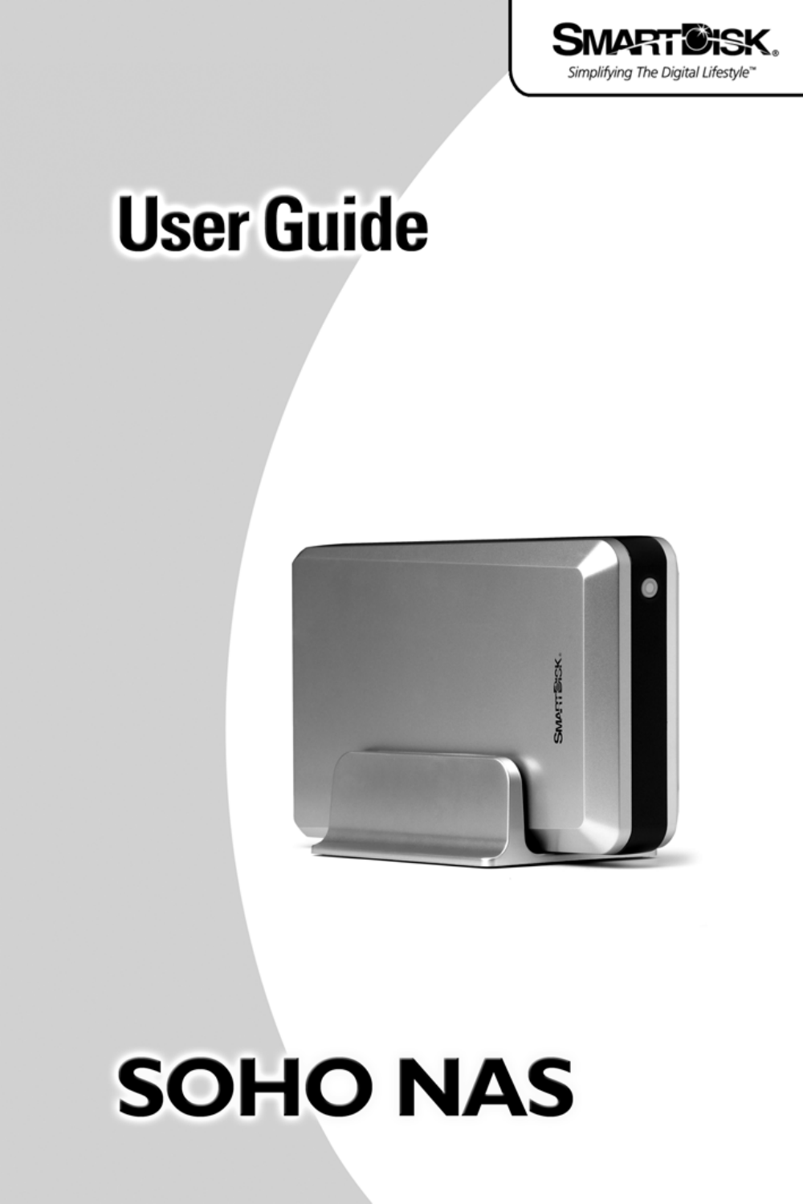SMARTDISK®

*Simplifying The Digital Lifestyle™*

# User Guide

# SOHO NAS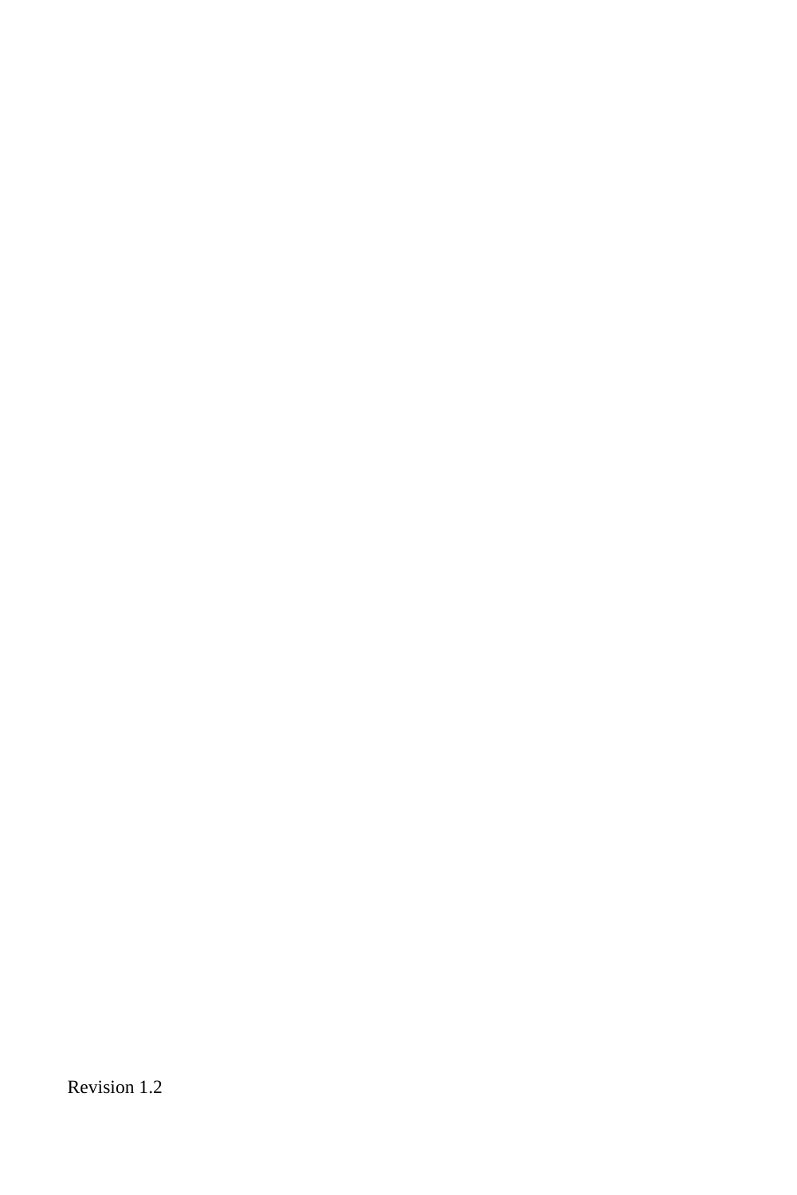Revision 1.2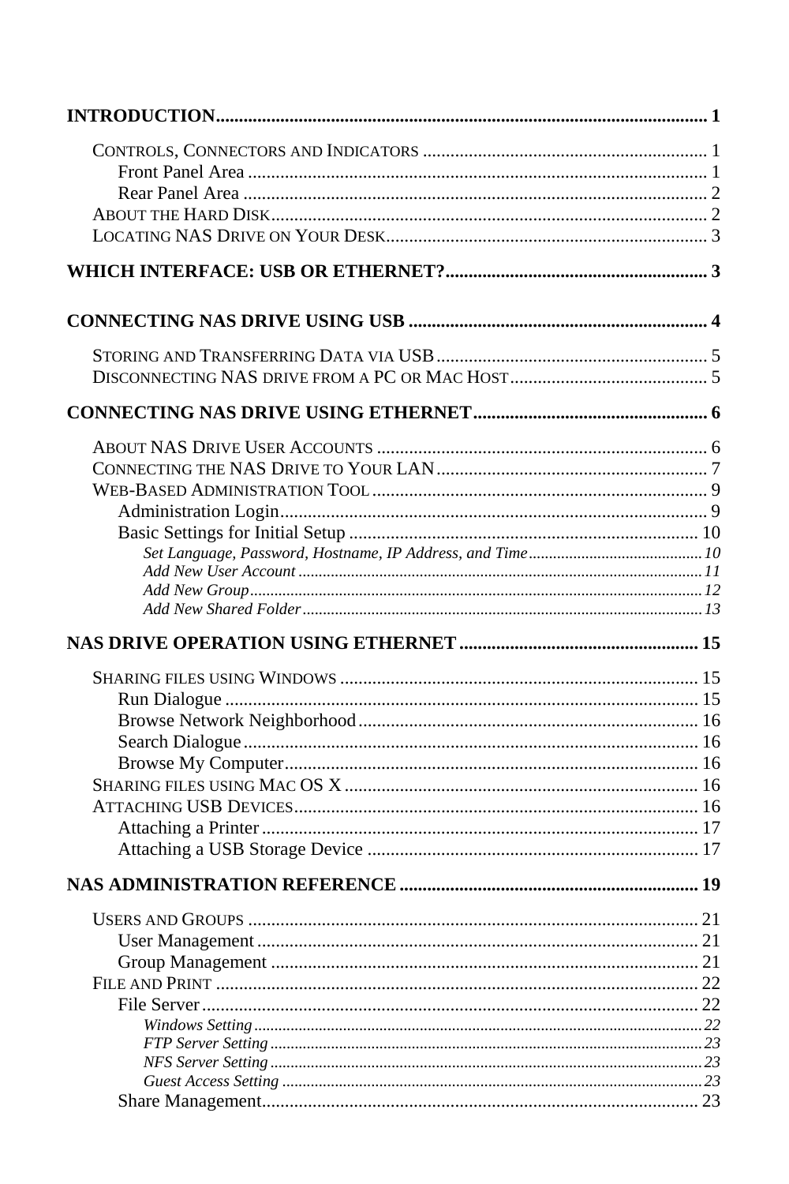**INTRODUCTION** ........................................................................................................ 1

CONTROLS, CONNECTORS AND INDICATORS ............................................................ 1
Front Panel Area ............................................................................................ 1
Rear Panel Area ............................................................................................. 2
ABOUT THE HARD DISK .......................................................................................... 2
LOCATING NAS DRIVE ON YOUR DESK ..................................................................... 3

**WHICH INTERFACE: USB OR ETHERNET?** ........................................................ 3

**CONNECTING NAS DRIVE USING USB** ............................................................... 4

STORING AND TRANSFERRING DATA VIA USB ........................................................ 5
DISCONNECTING NAS DRIVE FROM A PC OR MAC HOST ........................................... 5

**CONNECTING NAS DRIVE USING ETHERNET** .................................................. 6

ABOUT NAS DRIVE USER ACCOUNTS ....................................................................... 6
CONNECTING THE NAS DRIVE TO YOUR LAN .......................................................... 7
WEB-BASED ADMINISTRATION TOOL ......................................................................... 9
Administration Login ....................................................................................... 9
Basic Settings for Initial Setup ....................................................................... 10
*Set Language, Password, Hostname, IP Address, and Time* ........................................ 10
*Add New User Account* ......................................................................................... 11
*Add New Group* .................................................................................................... 12
*Add New Shared Folder* ......................................................................................... 13

**NAS DRIVE OPERATION USING ETHERNET** .................................................. 15

SHARING FILES USING WINDOWS ............................................................................ 15
Run Dialogue ................................................................................................. 15
Browse Network Neighborhood ...................................................................... 16
Search Dialogue .............................................................................................. 16
Browse My Computer ...................................................................................... 16
SHARING FILES USING MAC OS X .......................................................................... 16
ATTACHING USB DEVICES ....................................................................................... 16
Attaching a Printer .......................................................................................... 17
Attaching a USB Storage Device .................................................................... 17

**NAS ADMINISTRATION REFERENCE** ............................................................... 19

USERS AND GROUPS ................................................................................................ 21
User Management ........................................................................................... 21
Group Management ........................................................................................ 21
FILE AND PRINT ....................................................................................................... 22
File Server ..................................................................................................... 22
*Windows Setting* .................................................................................................. 22
*FTP Server Setting* .............................................................................................. 23
*NFS Server Setting* .............................................................................................. 23
*Guest Access Setting* ........................................................................................... 23
Share Management ........................................................................................ 23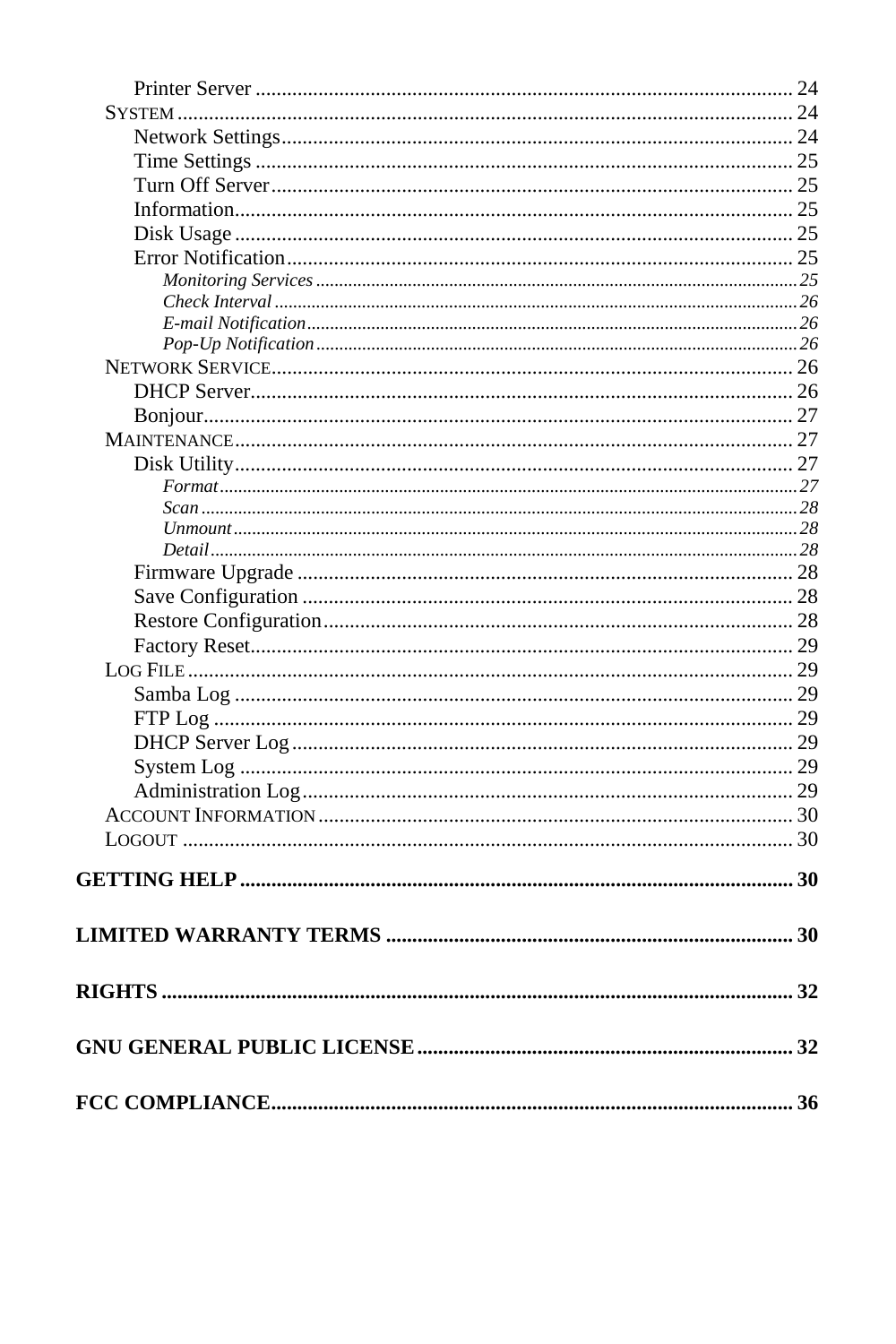Printer Server ........................................................................................................ 24
SYSTEM ...................................................................................................................... 24
Network Settings.................................................................................................... 24
Time Settings ........................................................................................................ 25
Turn Off Server..................................................................................................... 25
Information............................................................................................................ 25
Disk Usage ............................................................................................................ 25
Error Notification.................................................................................................. 25
*Monitoring Services* ........................................................................................................... 25
*Check Interval* .................................................................................................................... 26
*E-mail Notification*.............................................................................................................. 26
*Pop-Up Notification*............................................................................................................ 26
NETWORK SERVICE..................................................................................................... 26
DHCP Server......................................................................................................... 26
Bonjour.................................................................................................................. 27
MAINTENANCE............................................................................................................ 27
Disk Utility............................................................................................................ 27
*Format*................................................................................................................................ 27
*Scan* .................................................................................................................................... 28
*Unmount*............................................................................................................................. 28
*Detail*.................................................................................................................................. 28
Firmware Upgrade ................................................................................................ 28
Save Configuration ............................................................................................... 28
Restore Configuration........................................................................................... 28
Factory Reset......................................................................................................... 29
LOG FILE ..................................................................................................................... 29
Samba Log ............................................................................................................ 29
FTP Log ................................................................................................................ 29
DHCP Server Log.................................................................................................. 29
System Log ........................................................................................................... 29
Administration Log............................................................................................... 29
ACCOUNT INFORMATION............................................................................................. 30
LOGOUT ...................................................................................................................... 30

**GETTING HELP ......................................................................................................... 30**

**LIMITED WARRANTY TERMS ............................................................................. 30**

**RIGHTS ......................................................................................................................... 32**

**GNU GENERAL PUBLIC LICENSE....................................................................... 32**

**FCC COMPLIANCE.................................................................................................... 36**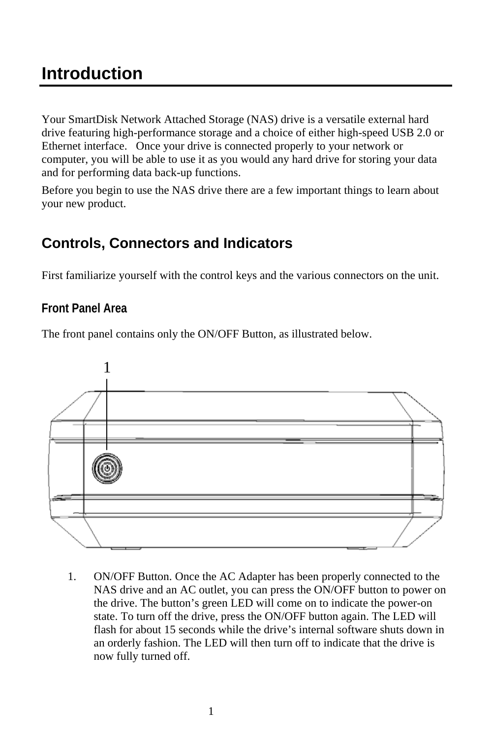# Introduction

Your SmartDisk Network Attached Storage (NAS) drive is a versatile external hard drive featuring high-performance storage and a choice of either high-speed USB 2.0 or Ethernet interface. Once your drive is connected properly to your network or computer, you will be able to use it as you would any hard drive for storing your data and for performing data back-up functions.

Before you begin to use the NAS drive there are a few important things to learn about your new product.

## Controls, Connectors and Indicators

First familiarize yourself with the control keys and the various connectors on the unit.

### Front Panel Area

The front panel contains only the ON/OFF Button, as illustrated below.

1. ON/OFF Button. Once the AC Adapter has been properly connected to the NAS drive and an AC outlet, you can press the ON/OFF button to power on the drive. The button's green LED will come on to indicate the power-on state. To turn off the drive, press the ON/OFF button again. The LED will flash for about 15 seconds while the drive's internal software shuts down in an orderly fashion. The LED will then turn off to indicate that the drive is now fully turned off.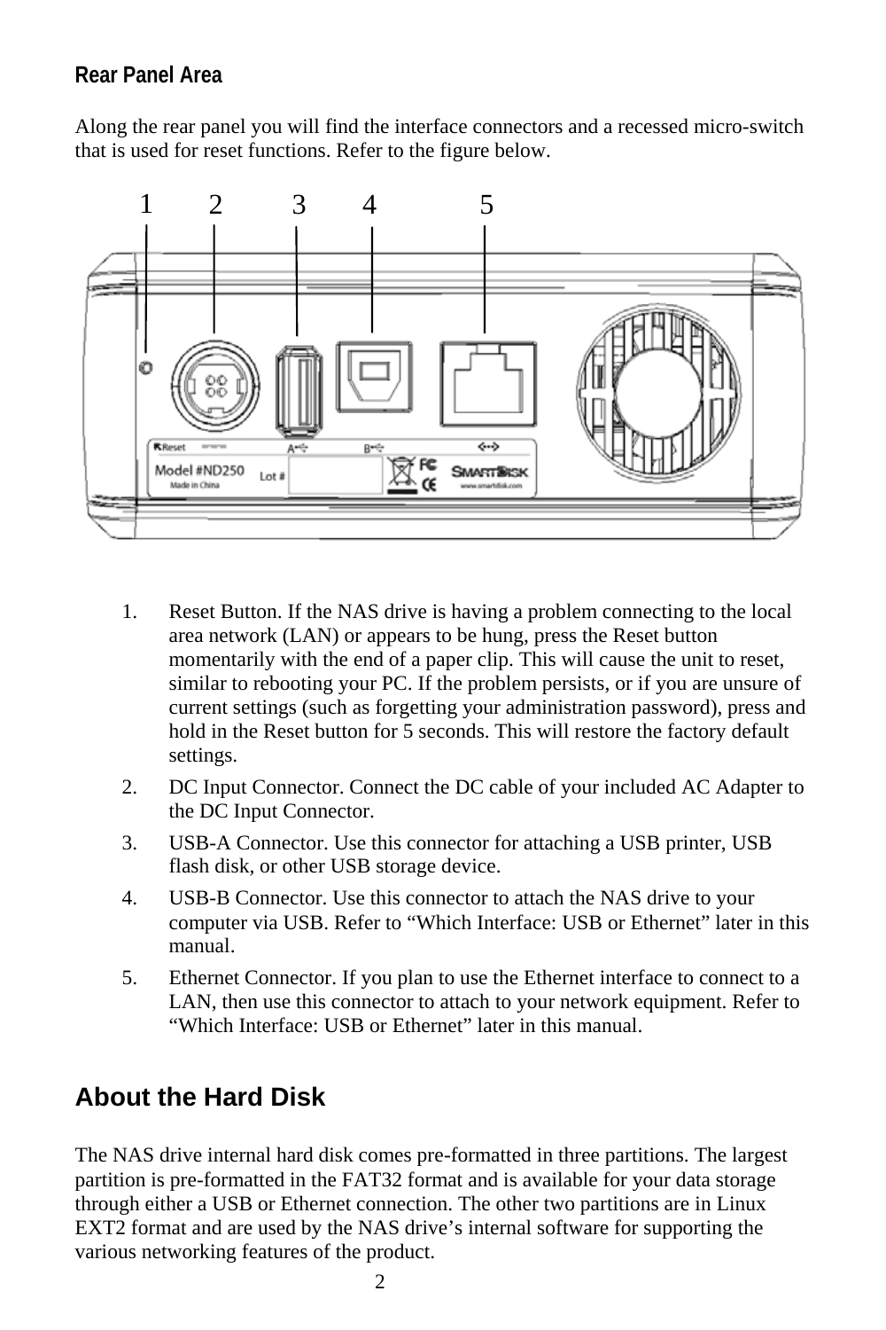### Rear Panel Area

Along the rear panel you will find the interface connectors and a recessed micro-switch that is used for reset functions. Refer to the figure below.

1. Reset Button. If the NAS drive is having a problem connecting to the local area network (LAN) or appears to be hung, press the Reset button momentarily with the end of a paper clip. This will cause the unit to reset, similar to rebooting your PC. If the problem persists, or if you are unsure of current settings (such as forgetting your administration password), press and hold in the Reset button for 5 seconds. This will restore the factory default settings.
2. DC Input Connector. Connect the DC cable of your included AC Adapter to the DC Input Connector.
3. USB-A Connector. Use this connector for attaching a USB printer, USB flash disk, or other USB storage device.
4. USB-B Connector. Use this connector to attach the NAS drive to your computer via USB. Refer to “Which Interface: USB or Ethernet” later in this manual.
5. Ethernet Connector. If you plan to use the Ethernet interface to connect to a LAN, then use this connector to attach to your network equipment. Refer to “Which Interface: USB or Ethernet” later in this manual.

## About the Hard Disk

The NAS drive internal hard disk comes pre-formatted in three partitions. The largest partition is pre-formatted in the FAT32 format and is available for your data storage through either a USB or Ethernet connection. The other two partitions are in Linux EXT2 format and are used by the NAS drive’s internal software for supporting the various networking features of the product.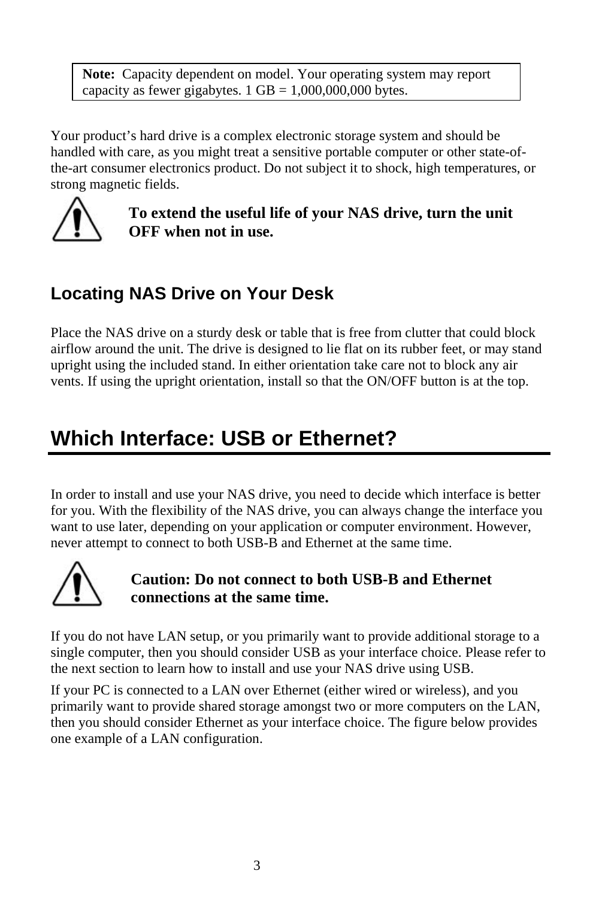> **Note:** Capacity dependent on model. Your operating system may report capacity as fewer gigabytes. 1 GB = 1,000,000,000 bytes.

Your product's hard drive is a complex electronic storage system and should be handled with care, as you might treat a sensitive portable computer or other state-of-the-art consumer electronics product. Do not subject it to shock, high temperatures, or strong magnetic fields.

**To extend the useful life of your NAS drive, turn the unit OFF when not in use.**

## Locating NAS Drive on Your Desk

Place the NAS drive on a sturdy desk or table that is free from clutter that could block airflow around the unit. The drive is designed to lie flat on its rubber feet, or may stand upright using the included stand. In either orientation take care not to block any air vents. If using the upright orientation, install so that the ON/OFF button is at the top.

# Which Interface: USB or Ethernet?

In order to install and use your NAS drive, you need to decide which interface is better for you. With the flexibility of the NAS drive, you can always change the interface you want to use later, depending on your application or computer environment. However, never attempt to connect to both USB-B and Ethernet at the same time.

**Caution: Do not connect to both USB-B and Ethernet connections at the same time.**

If you do not have LAN setup, or you primarily want to provide additional storage to a single computer, then you should consider USB as your interface choice. Please refer to the next section to learn how to install and use your NAS drive using USB.

If your PC is connected to a LAN over Ethernet (either wired or wireless), and you primarily want to provide shared storage amongst two or more computers on the LAN, then you should consider Ethernet as your interface choice. The figure below provides one example of a LAN configuration.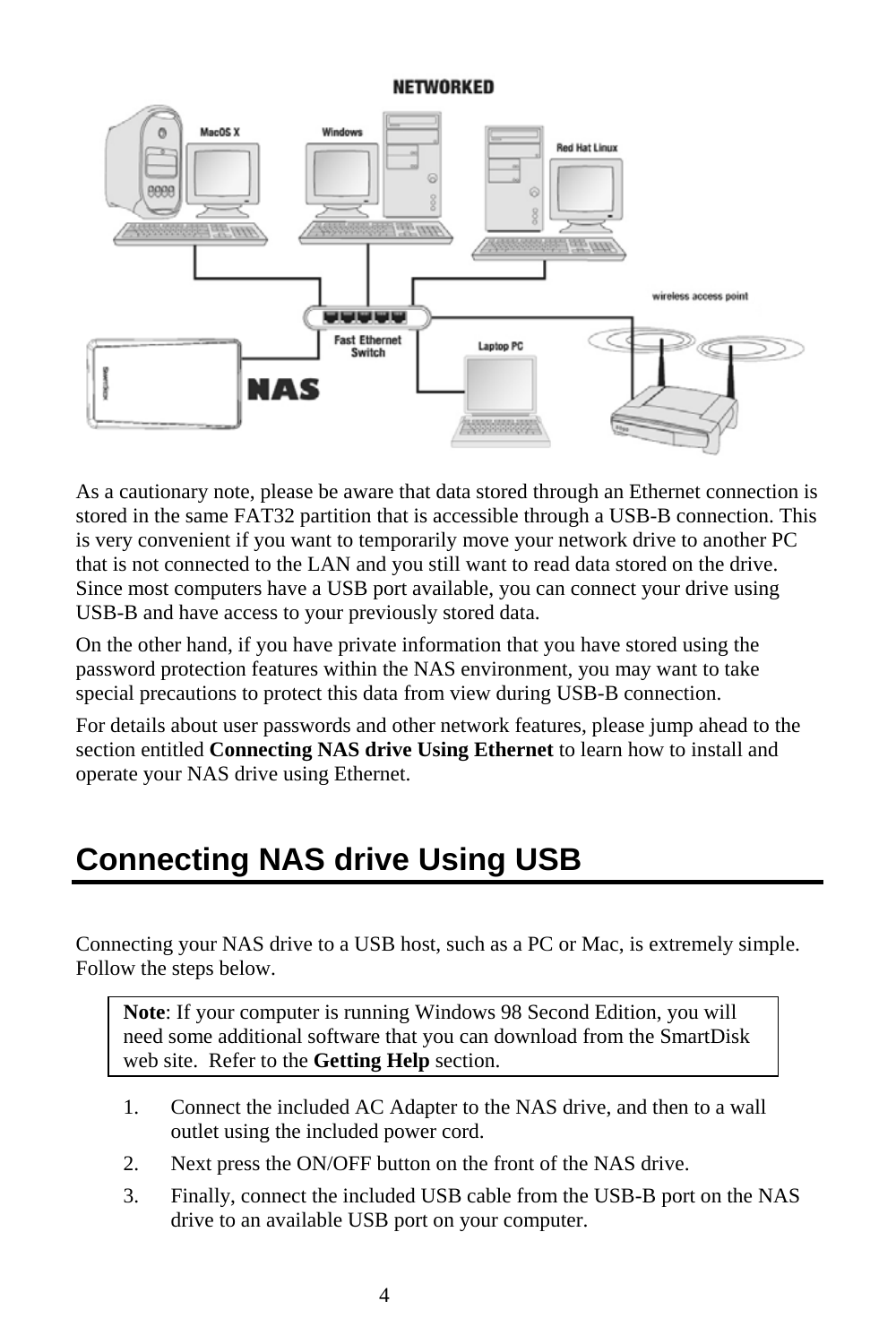As a cautionary note, please be aware that data stored through an Ethernet connection is stored in the same FAT32 partition that is accessible through a USB-B connection. This is very convenient if you want to temporarily move your network drive to another PC that is not connected to the LAN and you still want to read data stored on the drive. Since most computers have a USB port available, you can connect your drive using USB-B and have access to your previously stored data.

On the other hand, if you have private information that you have stored using the password protection features within the NAS environment, you may want to take special precautions to protect this data from view during USB-B connection.

For details about user passwords and other network features, please jump ahead to the section entitled **Connecting NAS drive Using Ethernet** to learn how to install and operate your NAS drive using Ethernet.

## Connecting NAS drive Using USB

Connecting your NAS drive to a USB host, such as a PC or Mac, is extremely simple. Follow the steps below.

> **Note**: If your computer is running Windows 98 Second Edition, you will need some additional software that you can download from the SmartDisk web site. Refer to the **Getting Help** section.

1. Connect the included AC Adapter to the NAS drive, and then to a wall outlet using the included power cord.
2. Next press the ON/OFF button on the front of the NAS drive.
3. Finally, connect the included USB cable from the USB-B port on the NAS drive to an available USB port on your computer.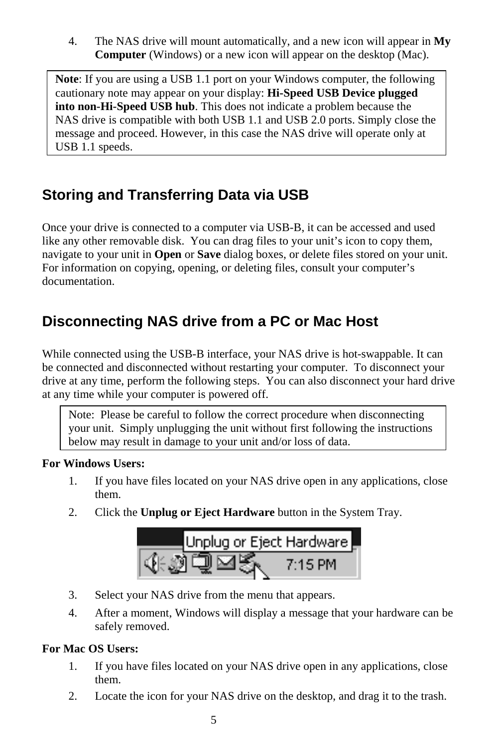4. The NAS drive will mount automatically, and a new icon will appear in **My Computer** (Windows) or a new icon will appear on the desktop (Mac).

> **Note**: If you are using a USB 1.1 port on your Windows computer, the following cautionary note may appear on your display: **Hi-Speed USB Device plugged into non-Hi-Speed USB hub**. This does not indicate a problem because the NAS drive is compatible with both USB 1.1 and USB 2.0 ports. Simply close the message and proceed. However, in this case the NAS drive will operate only at USB 1.1 speeds.

## Storing and Transferring Data via USB

Once your drive is connected to a computer via USB-B, it can be accessed and used like any other removable disk. You can drag files to your unit's icon to copy them, navigate to your unit in **Open** or **Save** dialog boxes, or delete files stored on your unit. For information on copying, opening, or deleting files, consult your computer's documentation.

## Disconnecting NAS drive from a PC or Mac Host

While connected using the USB-B interface, your NAS drive is hot-swappable. It can be connected and disconnected without restarting your computer. To disconnect your drive at any time, perform the following steps. You can also disconnect your hard drive at any time while your computer is powered off.

> Note: Please be careful to follow the correct procedure when disconnecting your unit. Simply unplugging the unit without first following the instructions below may result in damage to your unit and/or loss of data.

**For Windows Users:**

1. If you have files located on your NAS drive open in any applications, close them.
2. Click the **Unplug or Eject Hardware** button in the System Tray.
3. Select your NAS drive from the menu that appears.
4. After a moment, Windows will display a message that your hardware can be safely removed.

**For Mac OS Users:**

1. If you have files located on your NAS drive open in any applications, close them.
2. Locate the icon for your NAS drive on the desktop, and drag it to the trash.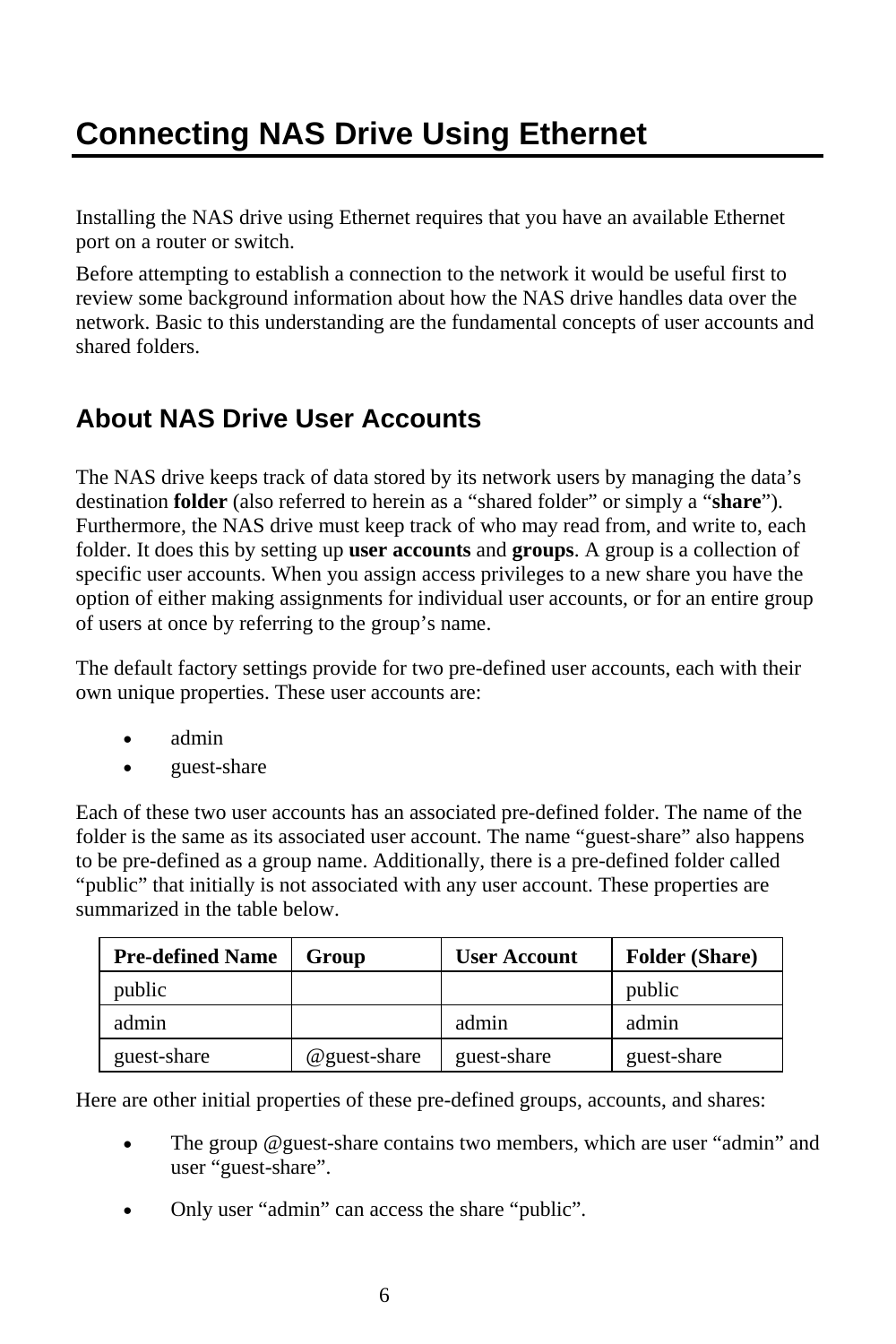# Connecting NAS Drive Using Ethernet

Installing the NAS drive using Ethernet requires that you have an available Ethernet port on a router or switch.

Before attempting to establish a connection to the network it would be useful first to review some background information about how the NAS drive handles data over the network. Basic to this understanding are the fundamental concepts of user accounts and shared folders.

## About NAS Drive User Accounts

The NAS drive keeps track of data stored by its network users by managing the data's destination **folder** (also referred to herein as a "shared folder" or simply a "**share**"). Furthermore, the NAS drive must keep track of who may read from, and write to, each folder. It does this by setting up **user accounts** and **groups**. A group is a collection of specific user accounts. When you assign access privileges to a new share you have the option of either making assignments for individual user accounts, or for an entire group of users at once by referring to the group's name.

The default factory settings provide for two pre-defined user accounts, each with their own unique properties. These user accounts are:

- admin
- guest-share

Each of these two user accounts has an associated pre-defined folder. The name of the folder is the same as its associated user account. The name "guest-share" also happens to be pre-defined as a group name. Additionally, there is a pre-defined folder called "public" that initially is not associated with any user account. These properties are summarized in the table below.

| Pre-defined Name | Group | User Account | Folder (Share) |
|---|---|---|---|
| public | | | public |
| admin | | admin | admin |
| guest-share | @guest-share | guest-share | guest-share |

Here are other initial properties of these pre-defined groups, accounts, and shares:

- The group @guest-share contains two members, which are user "admin" and user "guest-share".
- Only user "admin" can access the share "public".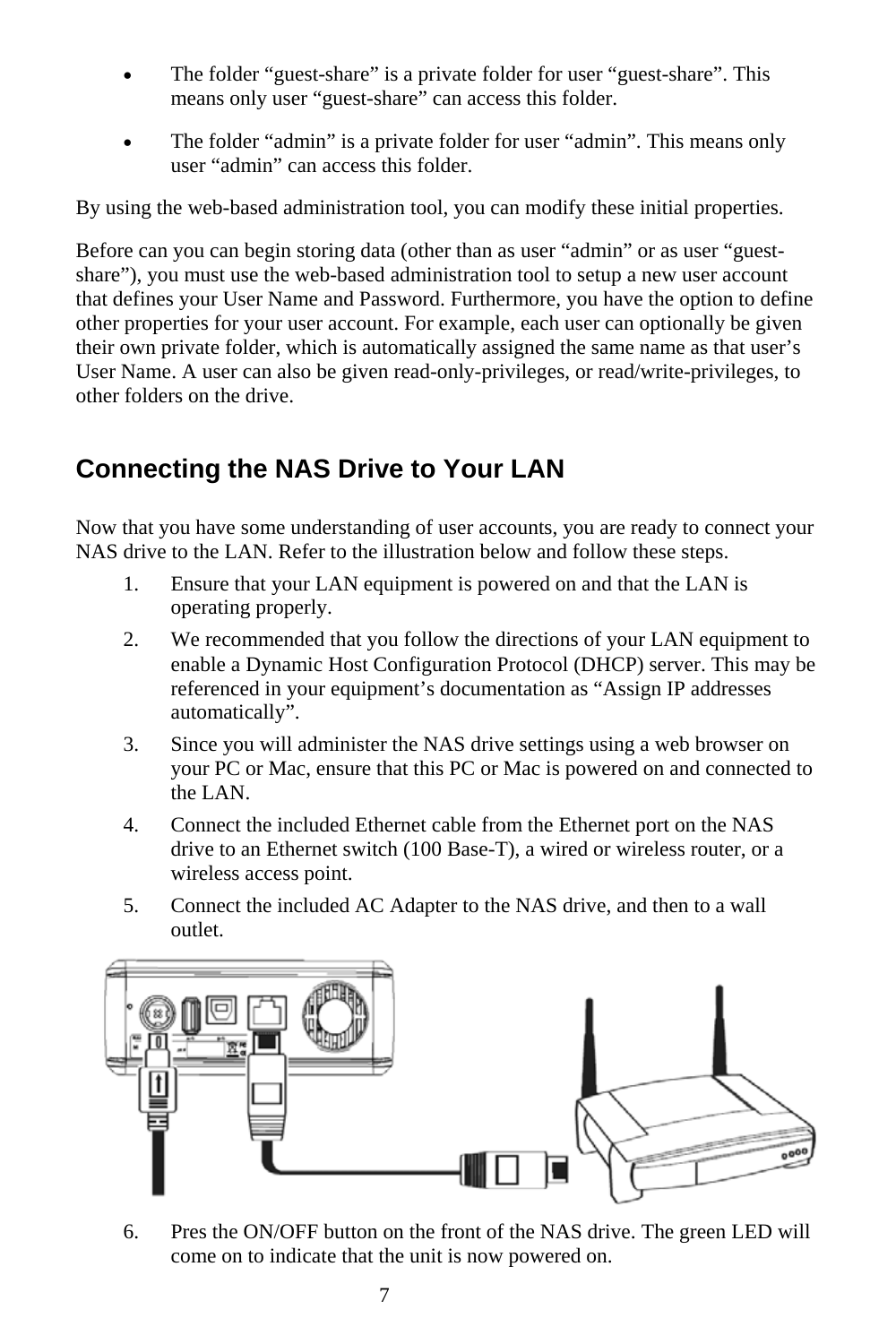- The folder "guest-share" is a private folder for user "guest-share". This means only user "guest-share" can access this folder.
- The folder "admin" is a private folder for user "admin". This means only user "admin" can access this folder.

By using the web-based administration tool, you can modify these initial properties.

Before can you can begin storing data (other than as user "admin" or as user "guest-share"), you must use the web-based administration tool to setup a new user account that defines your User Name and Password. Furthermore, you have the option to define other properties for your user account. For example, each user can optionally be given their own private folder, which is automatically assigned the same name as that user's User Name. A user can also be given read-only-privileges, or read/write-privileges, to other folders on the drive.

## Connecting the NAS Drive to Your LAN

Now that you have some understanding of user accounts, you are ready to connect your NAS drive to the LAN. Refer to the illustration below and follow these steps.

1. Ensure that your LAN equipment is powered on and that the LAN is operating properly.
2. We recommended that you follow the directions of your LAN equipment to enable a Dynamic Host Configuration Protocol (DHCP) server. This may be referenced in your equipment's documentation as "Assign IP addresses automatically".
3. Since you will administer the NAS drive settings using a web browser on your PC or Mac, ensure that this PC or Mac is powered on and connected to the LAN.
4. Connect the included Ethernet cable from the Ethernet port on the NAS drive to an Ethernet switch (100 Base-T), a wired or wireless router, or a wireless access point.
5. Connect the included AC Adapter to the NAS drive, and then to a wall outlet.
6. Pres the ON/OFF button on the front of the NAS drive. The green LED will come on to indicate that the unit is now powered on.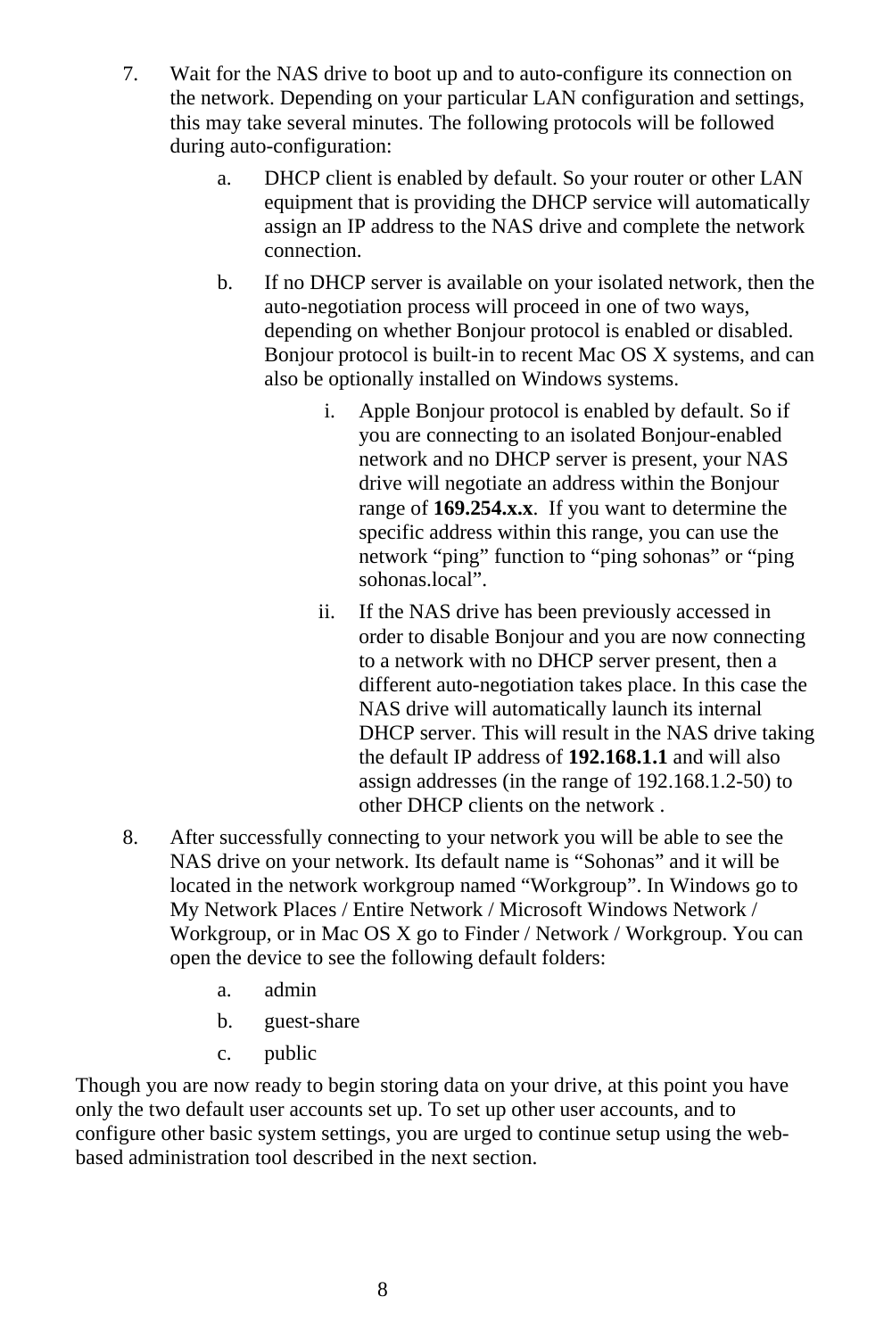7. Wait for the NAS drive to boot up and to auto-configure its connection on the network. Depending on your particular LAN configuration and settings, this may take several minutes. The following protocols will be followed during auto-configuration:
    a. DHCP client is enabled by default. So your router or other LAN equipment that is providing the DHCP service will automatically assign an IP address to the NAS drive and complete the network connection.
    b. If no DHCP server is available on your isolated network, then the auto-negotiation process will proceed in one of two ways, depending on whether Bonjour protocol is enabled or disabled. Bonjour protocol is built-in to recent Mac OS X systems, and can also be optionally installed on Windows systems.
        i. Apple Bonjour protocol is enabled by default. So if you are connecting to an isolated Bonjour-enabled network and no DHCP server is present, your NAS drive will negotiate an address within the Bonjour range of **169.254.x.x**. If you want to determine the specific address within this range, you can use the network “ping” function to “ping sohonas” or “ping sohonas.local”.
        ii. If the NAS drive has been previously accessed in order to disable Bonjour and you are now connecting to a network with no DHCP server present, then a different auto-negotiation takes place. In this case the NAS drive will automatically launch its internal DHCP server. This will result in the NAS drive taking the default IP address of **192.168.1.1** and will also assign addresses (in the range of 192.168.1.2-50) to other DHCP clients on the network .
8. After successfully connecting to your network you will be able to see the NAS drive on your network. Its default name is “Sohonas” and it will be located in the network workgroup named “Workgroup”. In Windows go to My Network Places / Entire Network / Microsoft Windows Network / Workgroup, or in Mac OS X go to Finder / Network / Workgroup. You can open the device to see the following default folders:
    a. admin
    b. guest-share
    c. public

Though you are now ready to begin storing data on your drive, at this point you have only the two default user accounts set up. To set up other user accounts, and to configure other basic system settings, you are urged to continue setup using the web-based administration tool described in the next section.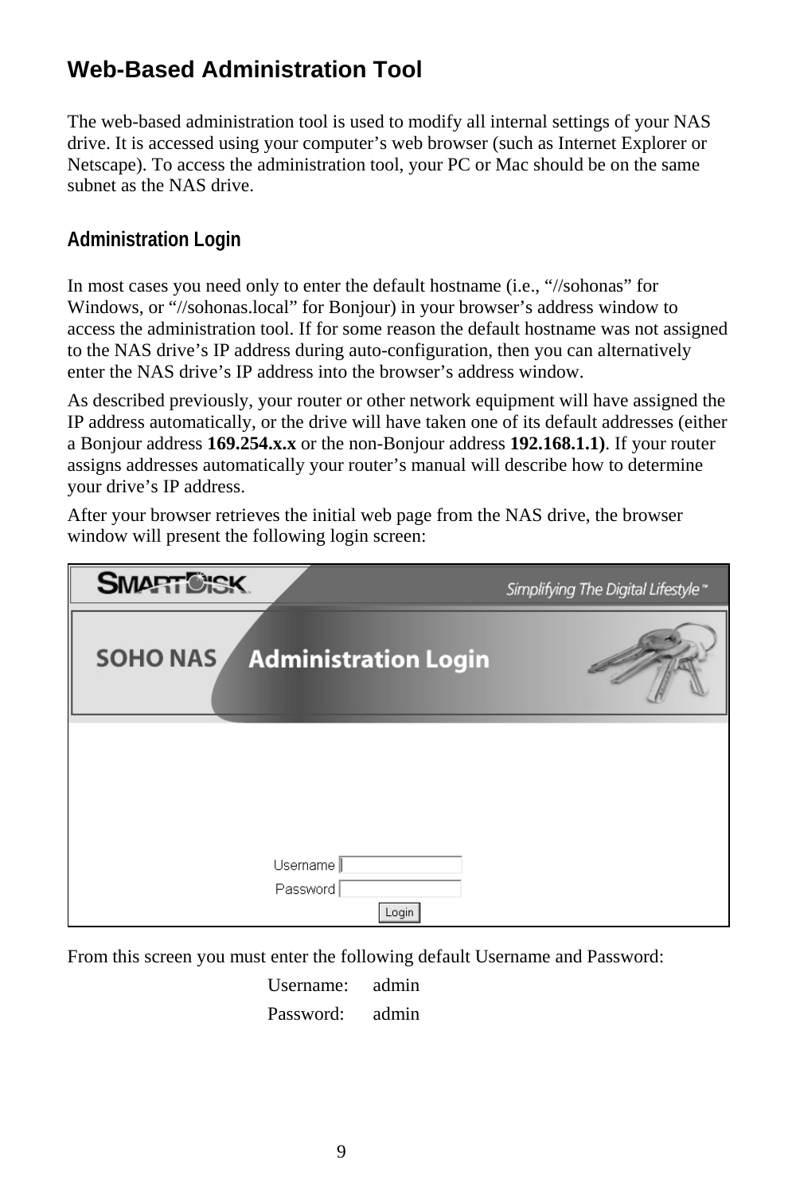## Web-Based Administration Tool

The web-based administration tool is used to modify all internal settings of your NAS drive. It is accessed using your computer's web browser (such as Internet Explorer or Netscape). To access the administration tool, your PC or Mac should be on the same subnet as the NAS drive.

### Administration Login

In most cases you need only to enter the default hostname (i.e., "//sohonas" for Windows, or "//sohonas.local" for Bonjour) in your browser's address window to access the administration tool. If for some reason the default hostname was not assigned to the NAS drive's IP address during auto-configuration, then you can alternatively enter the NAS drive's IP address into the browser's address window.

As described previously, your router or other network equipment will have assigned the IP address automatically, or the drive will have taken one of its default addresses (either a Bonjour address **169.254.x.x** or the non-Bonjour address **192.168.1.1)**. If your router assigns addresses automatically your router's manual will describe how to determine your drive's IP address.

After your browser retrieves the initial web page from the NAS drive, the browser window will present the following login screen:

From this screen you must enter the following default Username and Password:

Username: admin

Password: admin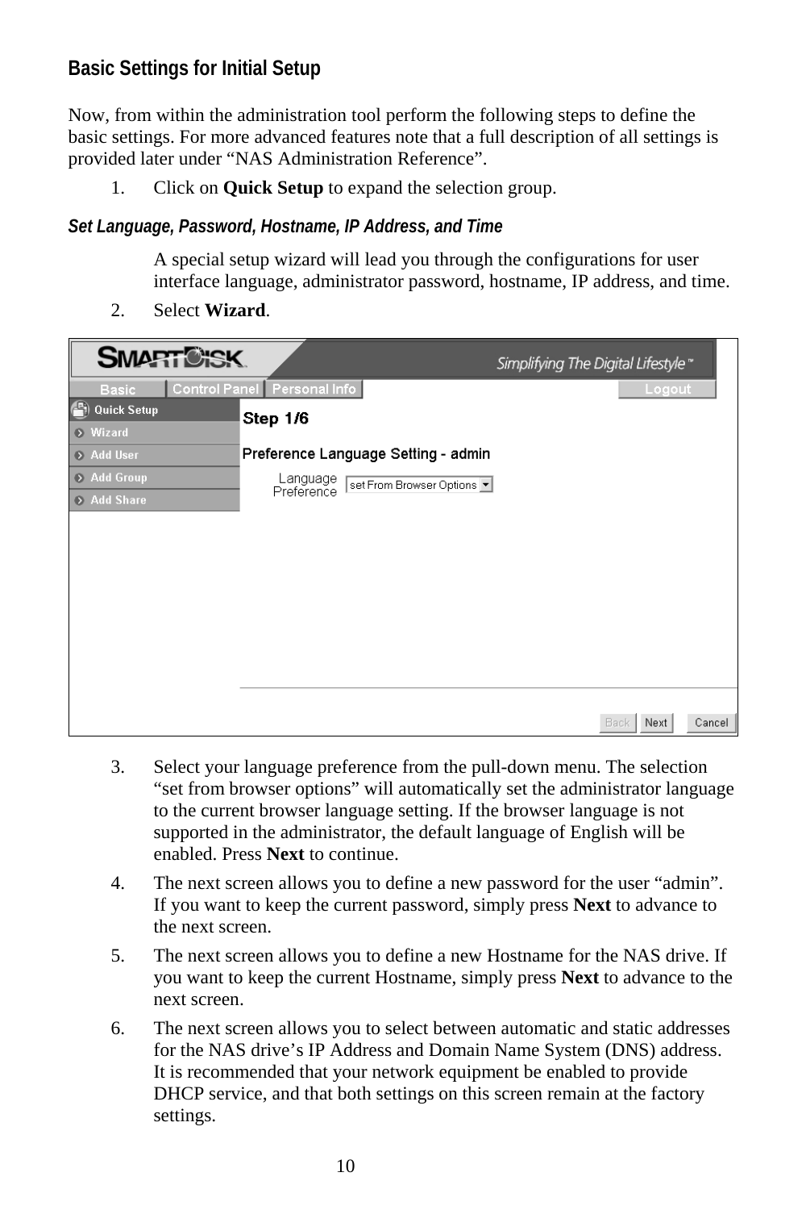## Basic Settings for Initial Setup

Now, from within the administration tool perform the following steps to define the basic settings. For more advanced features note that a full description of all settings is provided later under "NAS Administration Reference".

1. Click on **Quick Setup** to expand the selection group.

### *Set Language, Password, Hostname, IP Address, and Time*

A special setup wizard will lead you through the configurations for user interface language, administrator password, hostname, IP address, and time.

2. Select **Wizard**.

3. Select your language preference from the pull-down menu. The selection "set from browser options" will automatically set the administrator language to the current browser language setting. If the browser language is not supported in the administrator, the default language of English will be enabled. Press **Next** to continue.
4. The next screen allows you to define a new password for the user "admin". If you want to keep the current password, simply press **Next** to advance to the next screen.
5. The next screen allows you to define a new Hostname for the NAS drive. If you want to keep the current Hostname, simply press **Next** to advance to the next screen.
6. The next screen allows you to select between automatic and static addresses for the NAS drive's IP Address and Domain Name System (DNS) address. It is recommended that your network equipment be enabled to provide DHCP service, and that both settings on this screen remain at the factory settings.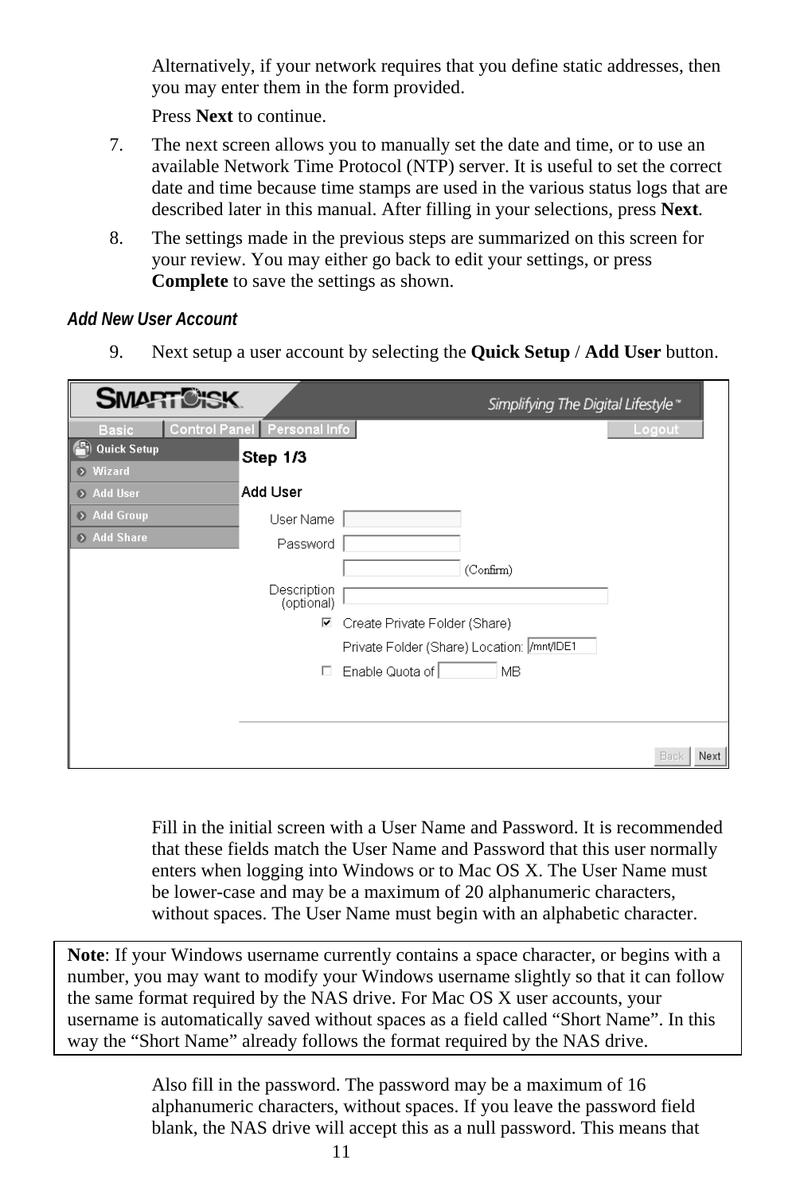Alternatively, if your network requires that you define static addresses, then you may enter them in the form provided.

Press **Next** to continue.

7. The next screen allows you to manually set the date and time, or to use an available Network Time Protocol (NTP) server. It is useful to set the correct date and time because time stamps are used in the various status logs that are described later in this manual. After filling in your selections, press **Next**.
8. The settings made in the previous steps are summarized on this screen for your review. You may either go back to edit your settings, or press **Complete** to save the settings as shown.

### *Add New User Account*

9. Next setup a user account by selecting the **Quick Setup** / **Add User** button.

Fill in the initial screen with a User Name and Password. It is recommended that these fields match the User Name and Password that this user normally enters when logging into Windows or to Mac OS X. The User Name must be lower-case and may be a maximum of 20 alphanumeric characters, without spaces. The User Name must begin with an alphabetic character.

**Note**: If your Windows username currently contains a space character, or begins with a number, you may want to modify your Windows username slightly so that it can follow the same format required by the NAS drive. For Mac OS X user accounts, your username is automatically saved without spaces as a field called "Short Name". In this way the "Short Name" already follows the format required by the NAS drive.

Also fill in the password. The password may be a maximum of 16 alphanumeric characters, without spaces. If you leave the password field blank, the NAS drive will accept this as a null password. This means that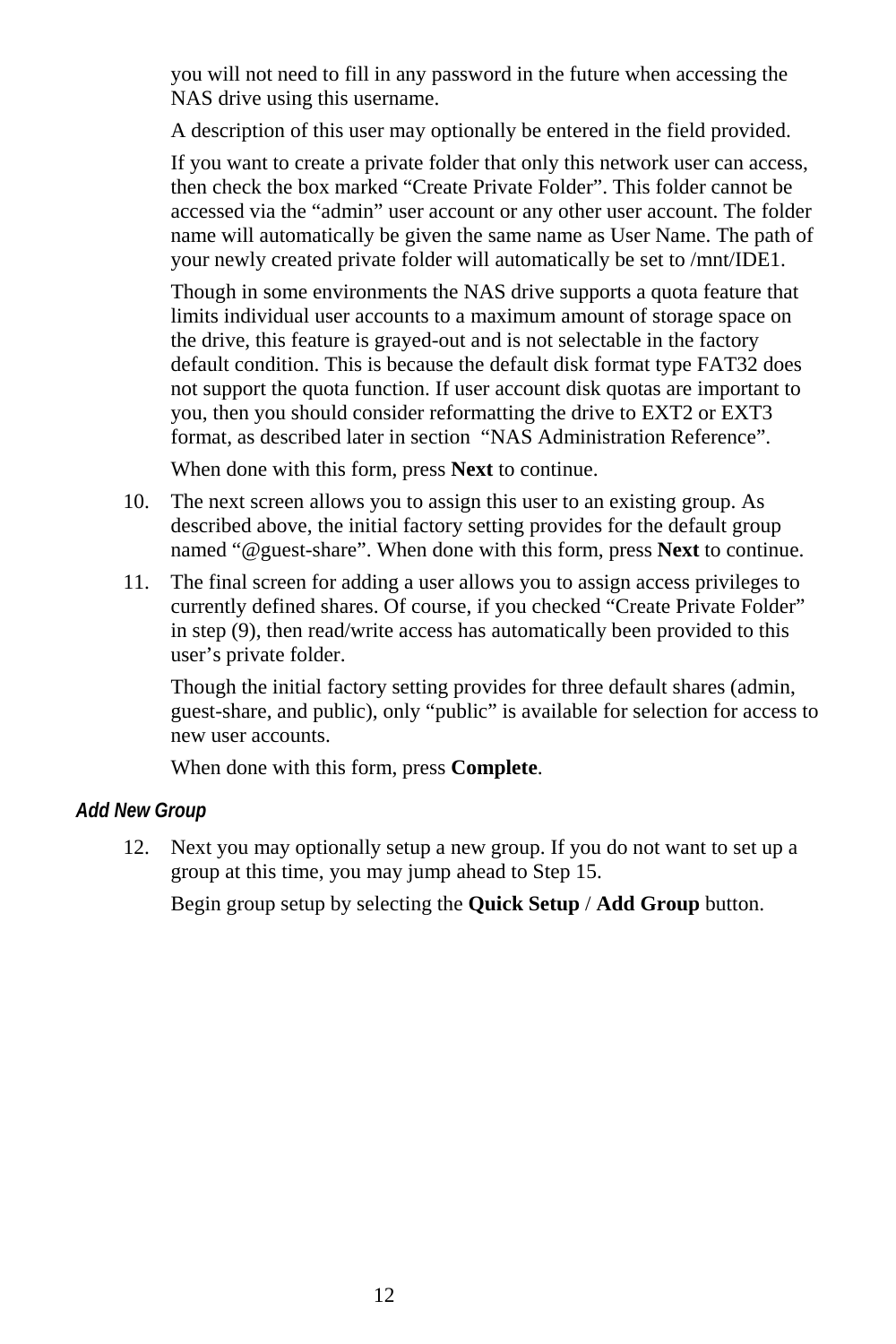you will not need to fill in any password in the future when accessing the NAS drive using this username.

A description of this user may optionally be entered in the field provided.

If you want to create a private folder that only this network user can access, then check the box marked “Create Private Folder”. This folder cannot be accessed via the “admin” user account or any other user account. The folder name will automatically be given the same name as User Name. The path of your newly created private folder will automatically be set to /mnt/IDE1.

Though in some environments the NAS drive supports a quota feature that limits individual user accounts to a maximum amount of storage space on the drive, this feature is grayed-out and is not selectable in the factory default condition. This is because the default disk format type FAT32 does not support the quota function. If user account disk quotas are important to you, then you should consider reformatting the drive to EXT2 or EXT3 format, as described later in section “NAS Administration Reference”.

When done with this form, press **Next** to continue.

10. The next screen allows you to assign this user to an existing group. As described above, the initial factory setting provides for the default group named “@guest-share”. When done with this form, press **Next** to continue.

11. The final screen for adding a user allows you to assign access privileges to currently defined shares. Of course, if you checked “Create Private Folder” in step (9), then read/write access has automatically been provided to this user’s private folder.

    Though the initial factory setting provides for three default shares (admin, guest-share, and public), only “public” is available for selection for access to new user accounts.

    When done with this form, press **Complete**.

#### *Add New Group*

12. Next you may optionally setup a new group. If you do not want to set up a group at this time, you may jump ahead to Step 15.

    Begin group setup by selecting the **Quick Setup** / **Add Group** button.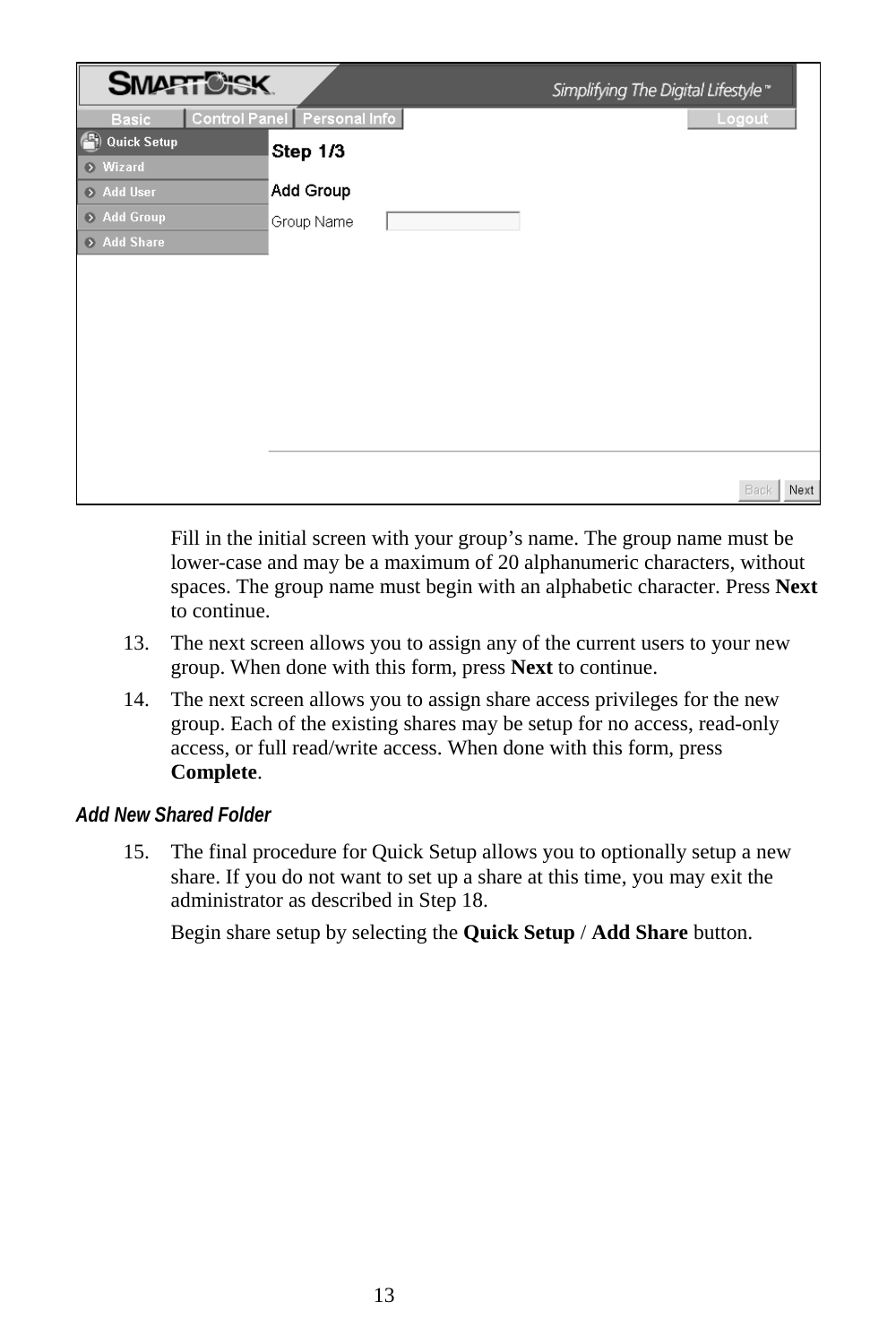Fill in the initial screen with your group's name. The group name must be lower-case and may be a maximum of 20 alphanumeric characters, without spaces. The group name must begin with an alphabetic character. Press **Next** to continue.

13. The next screen allows you to assign any of the current users to your new group. When done with this form, press **Next** to continue.

14. The next screen allows you to assign share access privileges for the new group. Each of the existing shares may be setup for no access, read-only access, or full read/write access. When done with this form, press **Complete**.

### *Add New Shared Folder*

15. The final procedure for Quick Setup allows you to optionally setup a new share. If you do not want to set up a share at this time, you may exit the administrator as described in Step 18.

    Begin share setup by selecting the **Quick Setup** / **Add Share** button.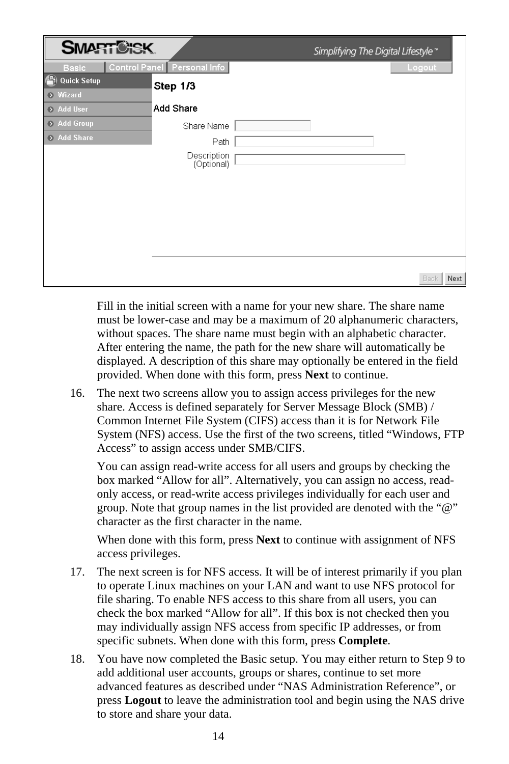Fill in the initial screen with a name for your new share. The share name must be lower-case and may be a maximum of 20 alphanumeric characters, without spaces. The share name must begin with an alphabetic character. After entering the name, the path for the new share will automatically be displayed. A description of this share may optionally be entered in the field provided. When done with this form, press **Next** to continue.

16. The next two screens allow you to assign access privileges for the new share. Access is defined separately for Server Message Block (SMB) / Common Internet File System (CIFS) access than it is for Network File System (NFS) access. Use the first of the two screens, titled “Windows, FTP Access” to assign access under SMB/CIFS.

    You can assign read-write access for all users and groups by checking the box marked “Allow for all”. Alternatively, you can assign no access, read-only access, or read-write access privileges individually for each user and group. Note that group names in the list provided are denoted with the “@” character as the first character in the name.

    When done with this form, press **Next** to continue with assignment of NFS access privileges.

17. The next screen is for NFS access. It will be of interest primarily if you plan to operate Linux machines on your LAN and want to use NFS protocol for file sharing. To enable NFS access to this share from all users, you can check the box marked “Allow for all”. If this box is not checked then you may individually assign NFS access from specific IP addresses, or from specific subnets. When done with this form, press **Complete**.

18. You have now completed the Basic setup. You may either return to Step 9 to add additional user accounts, groups or shares, continue to set more advanced features as described under “NAS Administration Reference”, or press **Logout** to leave the administration tool and begin using the NAS drive to store and share your data.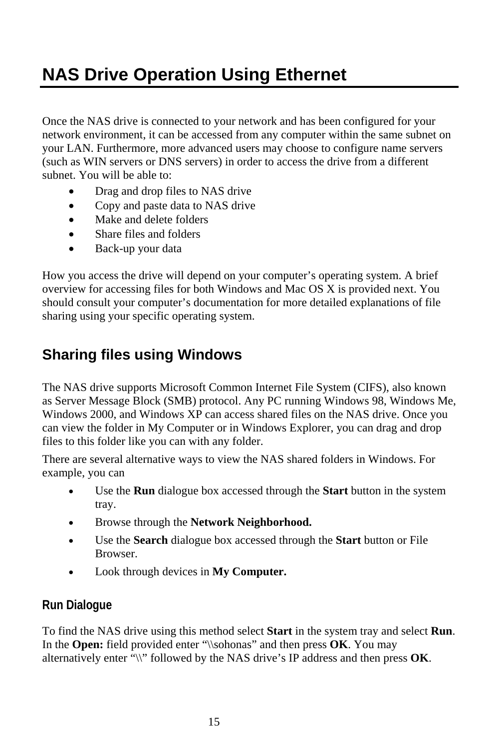# NAS Drive Operation Using Ethernet

Once the NAS drive is connected to your network and has been configured for your network environment, it can be accessed from any computer within the same subnet on your LAN. Furthermore, more advanced users may choose to configure name servers (such as WIN servers or DNS servers) in order to access the drive from a different subnet. You will be able to:

- Drag and drop files to NAS drive
- Copy and paste data to NAS drive
- Make and delete folders
- Share files and folders
- Back-up your data

How you access the drive will depend on your computer's operating system. A brief overview for accessing files for both Windows and Mac OS X is provided next. You should consult your computer's documentation for more detailed explanations of file sharing using your specific operating system.

## Sharing files using Windows

The NAS drive supports Microsoft Common Internet File System (CIFS), also known as Server Message Block (SMB) protocol. Any PC running Windows 98, Windows Me, Windows 2000, and Windows XP can access shared files on the NAS drive. Once you can view the folder in My Computer or in Windows Explorer, you can drag and drop files to this folder like you can with any folder.

There are several alternative ways to view the NAS shared folders in Windows. For example, you can

- Use the **Run** dialogue box accessed through the **Start** button in the system tray.
- Browse through the **Network Neighborhood.**
- Use the **Search** dialogue box accessed through the **Start** button or File Browser.
- Look through devices in **My Computer.**

### Run Dialogue

To find the NAS drive using this method select **Start** in the system tray and select **Run**. In the **Open:** field provided enter "\\sohonas" and then press **OK**. You may alternatively enter "\\" followed by the NAS drive's IP address and then press **OK**.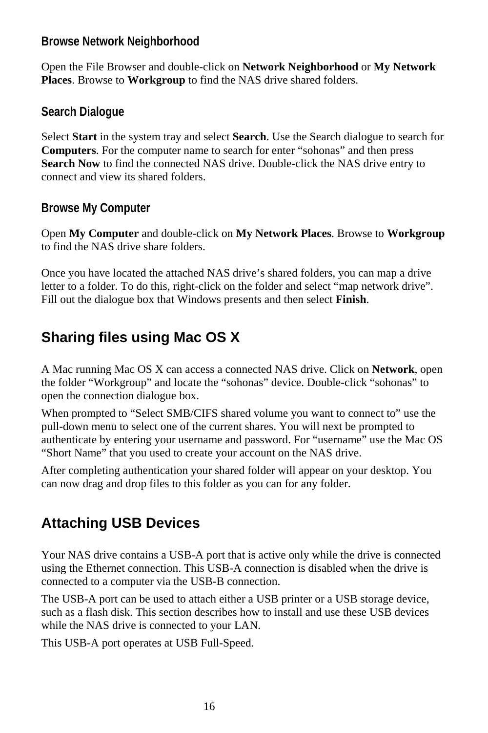### Browse Network Neighborhood

Open the File Browser and double-click on **Network Neighborhood** or **My Network Places**. Browse to **Workgroup** to find the NAS drive shared folders.

### Search Dialogue

Select **Start** in the system tray and select **Search**. Use the Search dialogue to search for **Computers**. For the computer name to search for enter “sohonas” and then press **Search Now** to find the connected NAS drive. Double-click the NAS drive entry to connect and view its shared folders.

### Browse My Computer

Open **My Computer** and double-click on **My Network Places**. Browse to **Workgroup** to find the NAS drive share folders.

Once you have located the attached NAS drive’s shared folders, you can map a drive letter to a folder. To do this, right-click on the folder and select “map network drive”. Fill out the dialogue box that Windows presents and then select **Finish**.

## Sharing files using Mac OS X

A Mac running Mac OS X can access a connected NAS drive. Click on **Network**, open the folder “Workgroup” and locate the “sohonas” device. Double-click “sohonas” to open the connection dialogue box.

When prompted to “Select SMB/CIFS shared volume you want to connect to” use the pull-down menu to select one of the current shares. You will next be prompted to authenticate by entering your username and password. For “username” use the Mac OS “Short Name” that you used to create your account on the NAS drive.

After completing authentication your shared folder will appear on your desktop. You can now drag and drop files to this folder as you can for any folder.

## Attaching USB Devices

Your NAS drive contains a USB-A port that is active only while the drive is connected using the Ethernet connection. This USB-A connection is disabled when the drive is connected to a computer via the USB-B connection.

The USB-A port can be used to attach either a USB printer or a USB storage device, such as a flash disk. This section describes how to install and use these USB devices while the NAS drive is connected to your LAN.

This USB-A port operates at USB Full-Speed.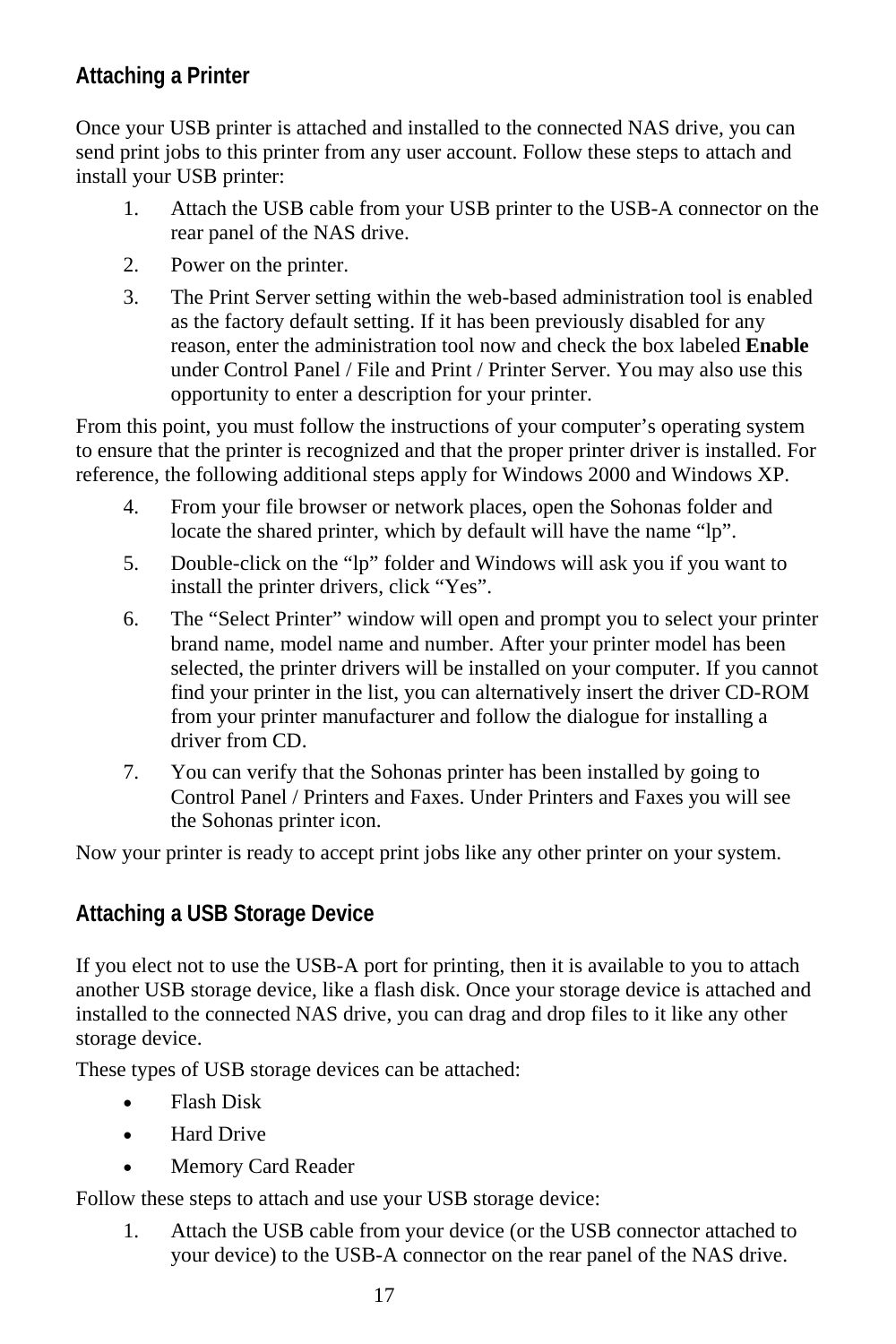## Attaching a Printer

Once your USB printer is attached and installed to the connected NAS drive, you can send print jobs to this printer from any user account. Follow these steps to attach and install your USB printer:

1. Attach the USB cable from your USB printer to the USB-A connector on the rear panel of the NAS drive.
2. Power on the printer.
3. The Print Server setting within the web-based administration tool is enabled as the factory default setting. If it has been previously disabled for any reason, enter the administration tool now and check the box labeled **Enable** under Control Panel / File and Print / Printer Server. You may also use this opportunity to enter a description for your printer.

From this point, you must follow the instructions of your computer's operating system to ensure that the printer is recognized and that the proper printer driver is installed. For reference, the following additional steps apply for Windows 2000 and Windows XP.

4. From your file browser or network places, open the Sohonas folder and locate the shared printer, which by default will have the name "lp".
5. Double-click on the "lp" folder and Windows will ask you if you want to install the printer drivers, click "Yes".
6. The "Select Printer" window will open and prompt you to select your printer brand name, model name and number. After your printer model has been selected, the printer drivers will be installed on your computer. If you cannot find your printer in the list, you can alternatively insert the driver CD-ROM from your printer manufacturer and follow the dialogue for installing a driver from CD.
7. You can verify that the Sohonas printer has been installed by going to Control Panel / Printers and Faxes. Under Printers and Faxes you will see the Sohonas printer icon.

Now your printer is ready to accept print jobs like any other printer on your system.

## Attaching a USB Storage Device

If you elect not to use the USB-A port for printing, then it is available to you to attach another USB storage device, like a flash disk. Once your storage device is attached and installed to the connected NAS drive, you can drag and drop files to it like any other storage device.

These types of USB storage devices can be attached:

- Flash Disk
- Hard Drive
- Memory Card Reader

Follow these steps to attach and use your USB storage device:

1. Attach the USB cable from your device (or the USB connector attached to your device) to the USB-A connector on the rear panel of the NAS drive.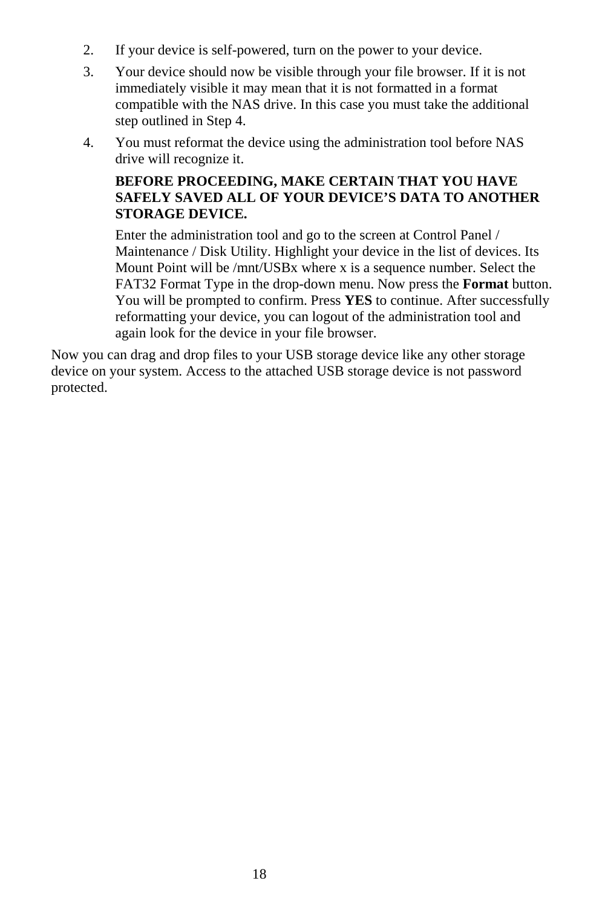2. If your device is self-powered, turn on the power to your device.
3. Your device should now be visible through your file browser. If it is not immediately visible it may mean that it is not formatted in a format compatible with the NAS drive. In this case you must take the additional step outlined in Step 4.
4. You must reformat the device using the administration tool before NAS drive will recognize it.

   **BEFORE PROCEEDING, MAKE CERTAIN THAT YOU HAVE SAFELY SAVED ALL OF YOUR DEVICE'S DATA TO ANOTHER STORAGE DEVICE.**

   Enter the administration tool and go to the screen at Control Panel / Maintenance / Disk Utility. Highlight your device in the list of devices. Its Mount Point will be /mnt/USBx where x is a sequence number. Select the FAT32 Format Type in the drop-down menu. Now press the **Format** button. You will be prompted to confirm. Press **YES** to continue. After successfully reformatting your device, you can logout of the administration tool and again look for the device in your file browser.

Now you can drag and drop files to your USB storage device like any other storage device on your system. Access to the attached USB storage device is not password protected.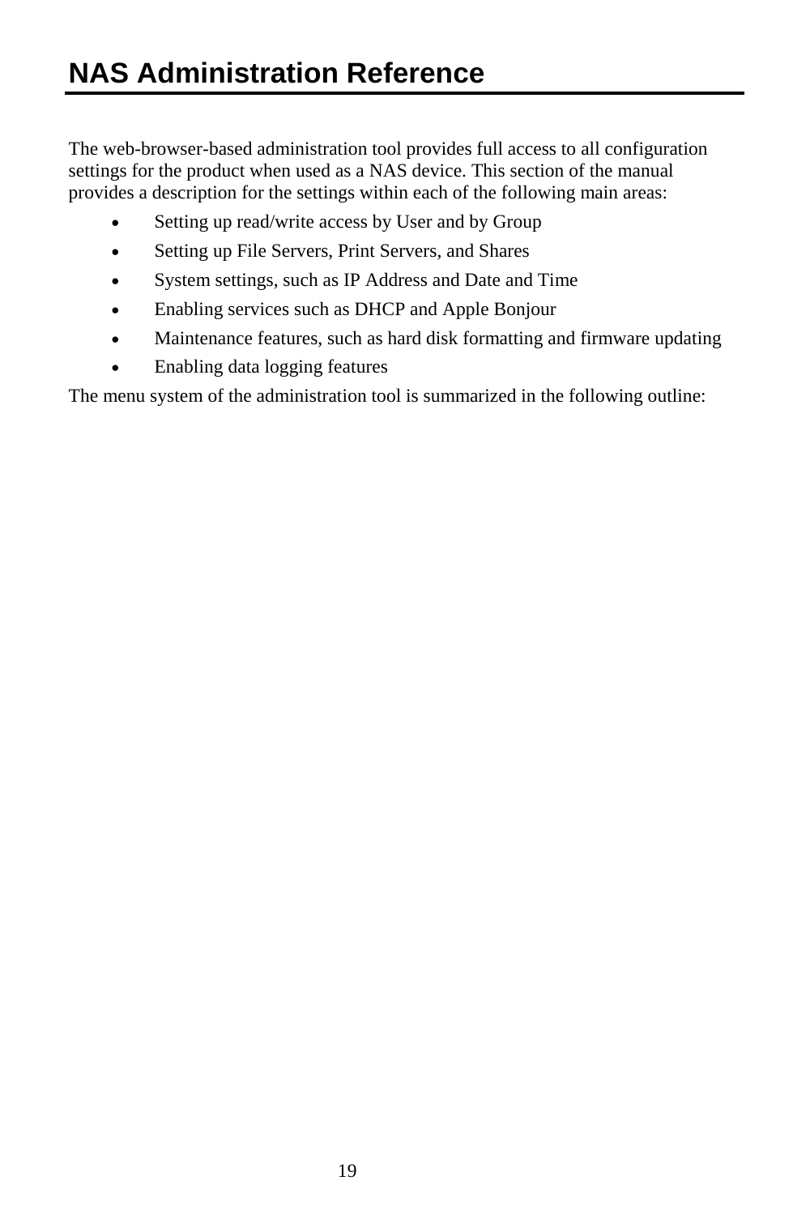# NAS Administration Reference

The web-browser-based administration tool provides full access to all configuration settings for the product when used as a NAS device. This section of the manual provides a description for the settings within each of the following main areas:

- Setting up read/write access by User and by Group
- Setting up File Servers, Print Servers, and Shares
- System settings, such as IP Address and Date and Time
- Enabling services such as DHCP and Apple Bonjour
- Maintenance features, such as hard disk formatting and firmware updating
- Enabling data logging features

The menu system of the administration tool is summarized in the following outline: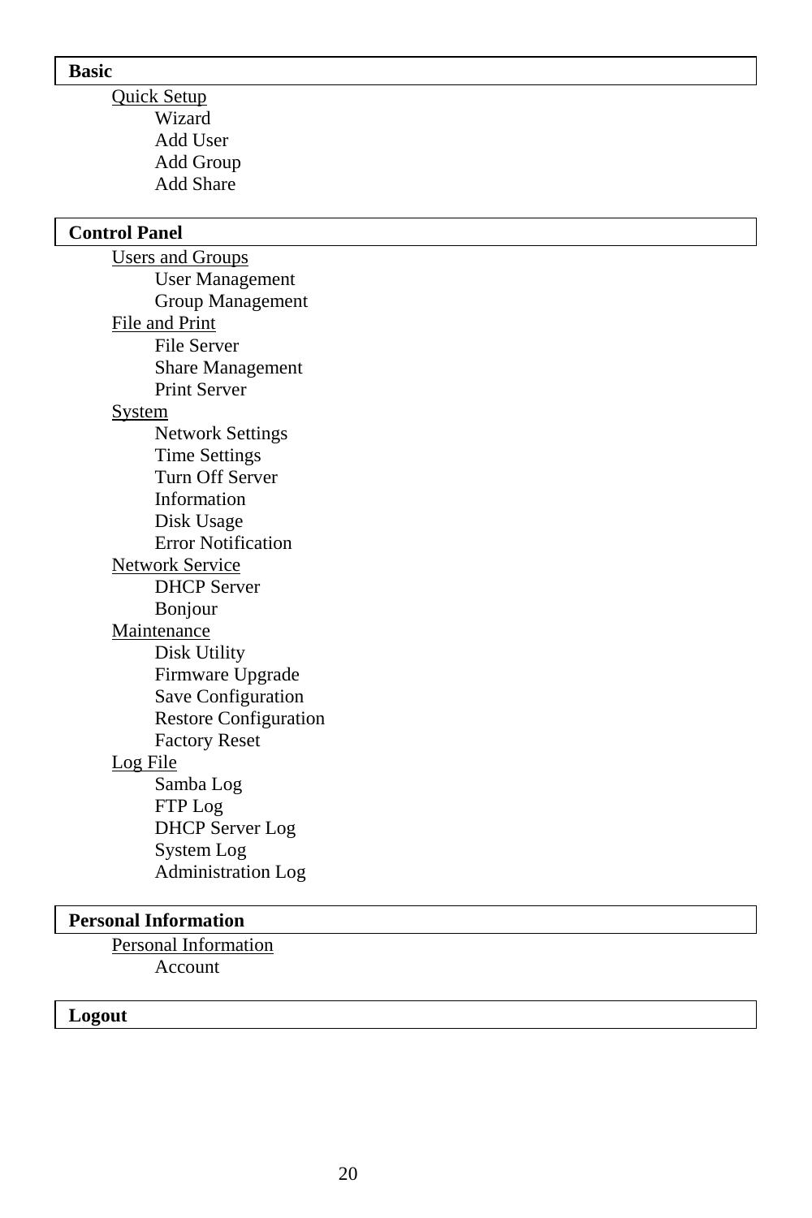**Basic**

Quick Setup
- Wizard
- Add User
- Add Group
- Add Share

**Control Panel**

Users and Groups
- User Management
- Group Management

File and Print
- File Server
- Share Management
- Print Server

System
- Network Settings
- Time Settings
- Turn Off Server
- Information
- Disk Usage
- Error Notification

Network Service
- DHCP Server
- Bonjour

Maintenance
- Disk Utility
- Firmware Upgrade
- Save Configuration
- Restore Configuration
- Factory Reset

Log File
- Samba Log
- FTP Log
- DHCP Server Log
- System Log
- Administration Log

**Personal Information**

Personal Information
- Account

**Logout**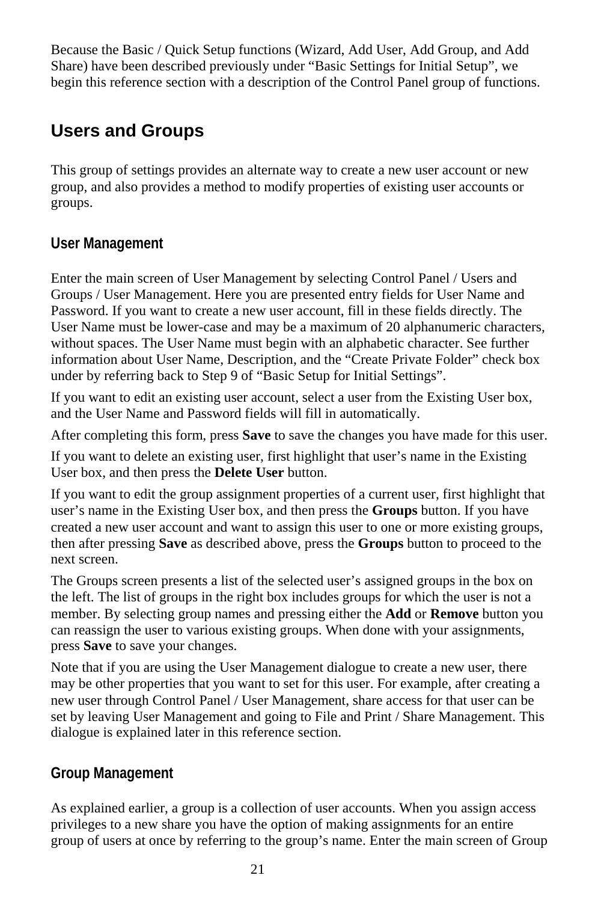Because the Basic / Quick Setup functions (Wizard, Add User, Add Group, and Add Share) have been described previously under "Basic Settings for Initial Setup", we begin this reference section with a description of the Control Panel group of functions.

## Users and Groups

This group of settings provides an alternate way to create a new user account or new group, and also provides a method to modify properties of existing user accounts or groups.

### User Management

Enter the main screen of User Management by selecting Control Panel / Users and Groups / User Management. Here you are presented entry fields for User Name and Password. If you want to create a new user account, fill in these fields directly. The User Name must be lower-case and may be a maximum of 20 alphanumeric characters, without spaces. The User Name must begin with an alphabetic character. See further information about User Name, Description, and the "Create Private Folder" check box under by referring back to Step 9 of "Basic Setup for Initial Settings".

If you want to edit an existing user account, select a user from the Existing User box, and the User Name and Password fields will fill in automatically.

After completing this form, press **Save** to save the changes you have made for this user.

If you want to delete an existing user, first highlight that user's name in the Existing User box, and then press the **Delete User** button.

If you want to edit the group assignment properties of a current user, first highlight that user's name in the Existing User box, and then press the **Groups** button. If you have created a new user account and want to assign this user to one or more existing groups, then after pressing **Save** as described above, press the **Groups** button to proceed to the next screen.

The Groups screen presents a list of the selected user's assigned groups in the box on the left. The list of groups in the right box includes groups for which the user is not a member. By selecting group names and pressing either the **Add** or **Remove** button you can reassign the user to various existing groups. When done with your assignments, press **Save** to save your changes.

Note that if you are using the User Management dialogue to create a new user, there may be other properties that you want to set for this user. For example, after creating a new user through Control Panel / User Management, share access for that user can be set by leaving User Management and going to File and Print / Share Management. This dialogue is explained later in this reference section.

### Group Management

As explained earlier, a group is a collection of user accounts. When you assign access privileges to a new share you have the option of making assignments for an entire group of users at once by referring to the group's name. Enter the main screen of Group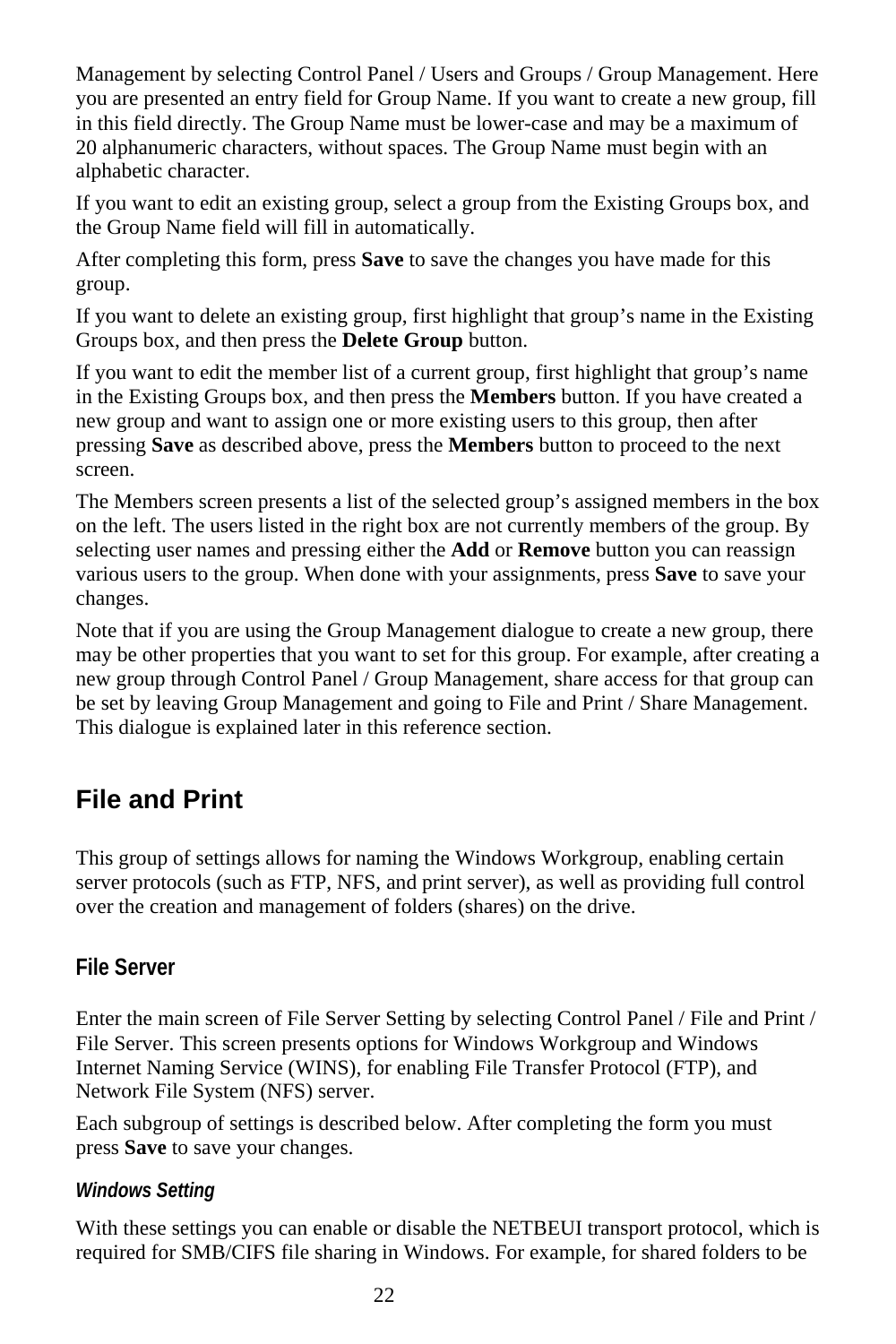Management by selecting Control Panel / Users and Groups / Group Management. Here you are presented an entry field for Group Name. If you want to create a new group, fill in this field directly. The Group Name must be lower-case and may be a maximum of 20 alphanumeric characters, without spaces. The Group Name must begin with an alphabetic character.

If you want to edit an existing group, select a group from the Existing Groups box, and the Group Name field will fill in automatically.

After completing this form, press **Save** to save the changes you have made for this group.

If you want to delete an existing group, first highlight that group's name in the Existing Groups box, and then press the **Delete Group** button.

If you want to edit the member list of a current group, first highlight that group's name in the Existing Groups box, and then press the **Members** button. If you have created a new group and want to assign one or more existing users to this group, then after pressing **Save** as described above, press the **Members** button to proceed to the next screen.

The Members screen presents a list of the selected group's assigned members in the box on the left. The users listed in the right box are not currently members of the group. By selecting user names and pressing either the **Add** or **Remove** button you can reassign various users to the group. When done with your assignments, press **Save** to save your changes.

Note that if you are using the Group Management dialogue to create a new group, there may be other properties that you want to set for this group. For example, after creating a new group through Control Panel / Group Management, share access for that group can be set by leaving Group Management and going to File and Print / Share Management. This dialogue is explained later in this reference section.

## File and Print

This group of settings allows for naming the Windows Workgroup, enabling certain server protocols (such as FTP, NFS, and print server), as well as providing full control over the creation and management of folders (shares) on the drive.

### File Server

Enter the main screen of File Server Setting by selecting Control Panel / File and Print / File Server. This screen presents options for Windows Workgroup and Windows Internet Naming Service (WINS), for enabling File Transfer Protocol (FTP), and Network File System (NFS) server.

Each subgroup of settings is described below. After completing the form you must press **Save** to save your changes.

#### *Windows Setting*

With these settings you can enable or disable the NETBEUI transport protocol, which is required for SMB/CIFS file sharing in Windows. For example, for shared folders to be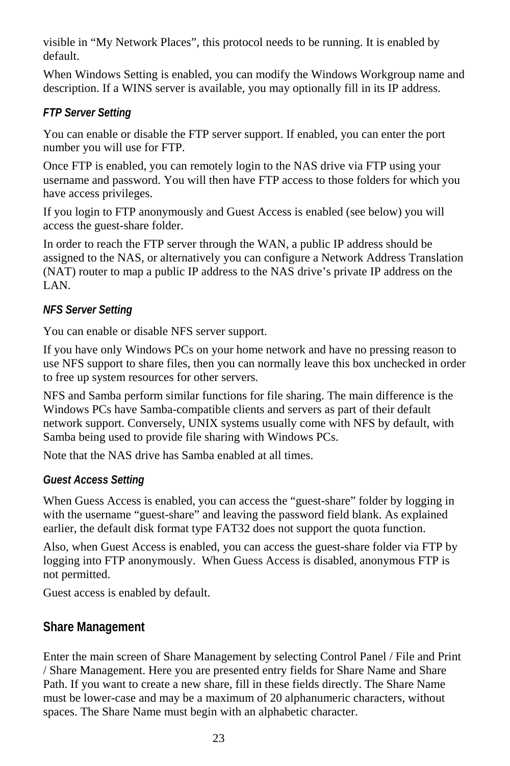visible in “My Network Places”, this protocol needs to be running. It is enabled by default.

When Windows Setting is enabled, you can modify the Windows Workgroup name and description. If a WINS server is available, you may optionally fill in its IP address.

#### *FTP Server Setting*

You can enable or disable the FTP server support. If enabled, you can enter the port number you will use for FTP.

Once FTP is enabled, you can remotely login to the NAS drive via FTP using your username and password. You will then have FTP access to those folders for which you have access privileges.

If you login to FTP anonymously and Guest Access is enabled (see below) you will access the guest-share folder.

In order to reach the FTP server through the WAN, a public IP address should be assigned to the NAS, or alternatively you can configure a Network Address Translation (NAT) router to map a public IP address to the NAS drive’s private IP address on the LAN.

#### *NFS Server Setting*

You can enable or disable NFS server support.

If you have only Windows PCs on your home network and have no pressing reason to use NFS support to share files, then you can normally leave this box unchecked in order to free up system resources for other servers.

NFS and Samba perform similar functions for file sharing. The main difference is the Windows PCs have Samba-compatible clients and servers as part of their default network support. Conversely, UNIX systems usually come with NFS by default, with Samba being used to provide file sharing with Windows PCs.

Note that the NAS drive has Samba enabled at all times.

#### *Guest Access Setting*

When Guess Access is enabled, you can access the “guest-share” folder by logging in with the username “guest-share” and leaving the password field blank. As explained earlier, the default disk format type FAT32 does not support the quota function.

Also, when Guest Access is enabled, you can access the guest-share folder via FTP by logging into FTP anonymously.  When Guess Access is disabled, anonymous FTP is not permitted.

Guest access is enabled by default.

### Share Management

Enter the main screen of Share Management by selecting Control Panel / File and Print / Share Management. Here you are presented entry fields for Share Name and Share Path. If you want to create a new share, fill in these fields directly. The Share Name must be lower-case and may be a maximum of 20 alphanumeric characters, without spaces. The Share Name must begin with an alphabetic character.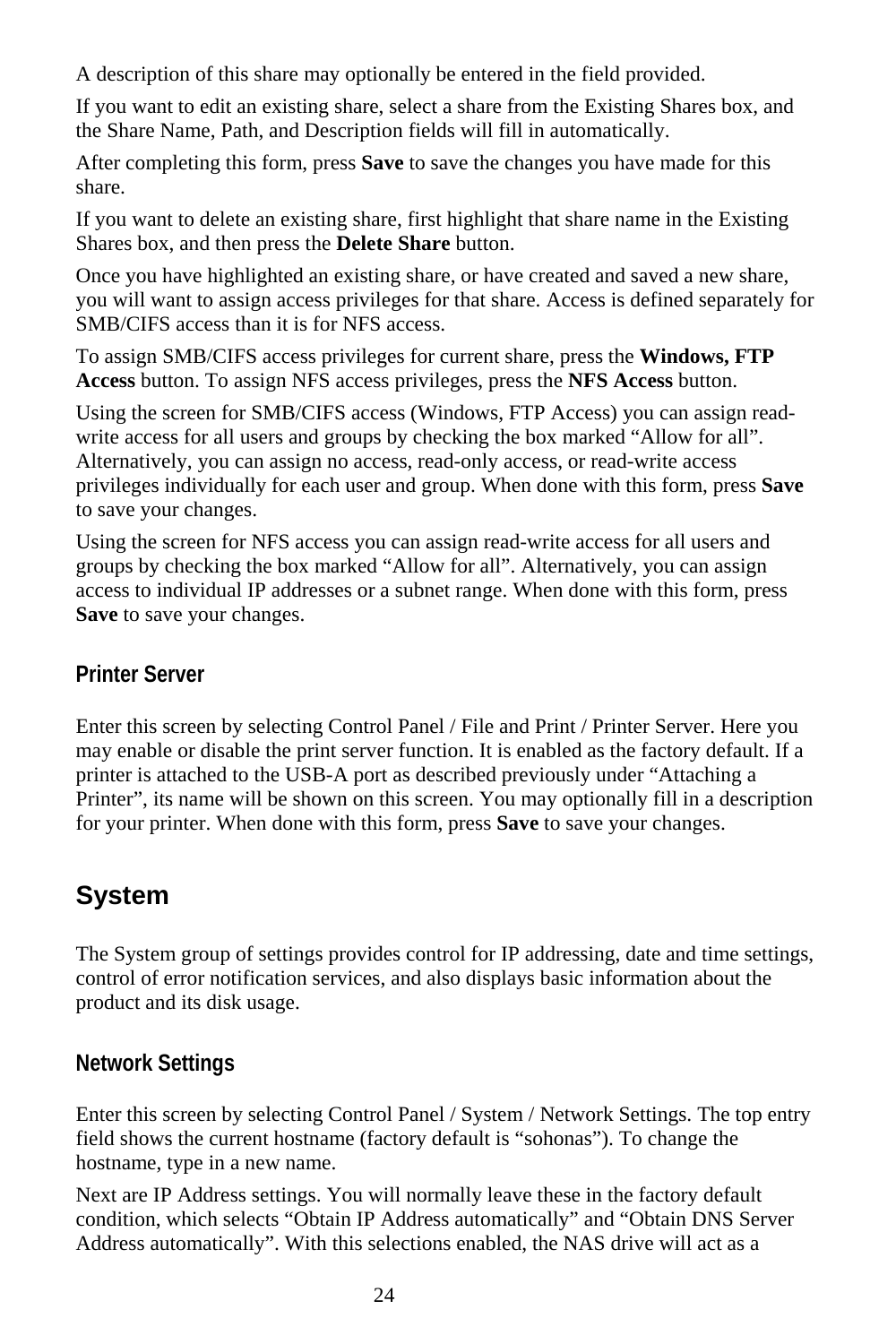A description of this share may optionally be entered in the field provided.

If you want to edit an existing share, select a share from the Existing Shares box, and the Share Name, Path, and Description fields will fill in automatically.

After completing this form, press **Save** to save the changes you have made for this share.

If you want to delete an existing share, first highlight that share name in the Existing Shares box, and then press the **Delete Share** button.

Once you have highlighted an existing share, or have created and saved a new share, you will want to assign access privileges for that share. Access is defined separately for SMB/CIFS access than it is for NFS access.

To assign SMB/CIFS access privileges for current share, press the **Windows, FTP Access** button. To assign NFS access privileges, press the **NFS Access** button.

Using the screen for SMB/CIFS access (Windows, FTP Access) you can assign read-write access for all users and groups by checking the box marked “Allow for all”. Alternatively, you can assign no access, read-only access, or read-write access privileges individually for each user and group. When done with this form, press **Save** to save your changes.

Using the screen for NFS access you can assign read-write access for all users and groups by checking the box marked “Allow for all”. Alternatively, you can assign access to individual IP addresses or a subnet range. When done with this form, press **Save** to save your changes.

### Printer Server

Enter this screen by selecting Control Panel / File and Print / Printer Server. Here you may enable or disable the print server function. It is enabled as the factory default. If a printer is attached to the USB-A port as described previously under “Attaching a Printer”, its name will be shown on this screen. You may optionally fill in a description for your printer. When done with this form, press **Save** to save your changes.

## System

The System group of settings provides control for IP addressing, date and time settings, control of error notification services, and also displays basic information about the product and its disk usage.

### Network Settings

Enter this screen by selecting Control Panel / System / Network Settings. The top entry field shows the current hostname (factory default is “sohonas”). To change the hostname, type in a new name.

Next are IP Address settings. You will normally leave these in the factory default condition, which selects “Obtain IP Address automatically” and “Obtain DNS Server Address automatically”. With this selections enabled, the NAS drive will act as a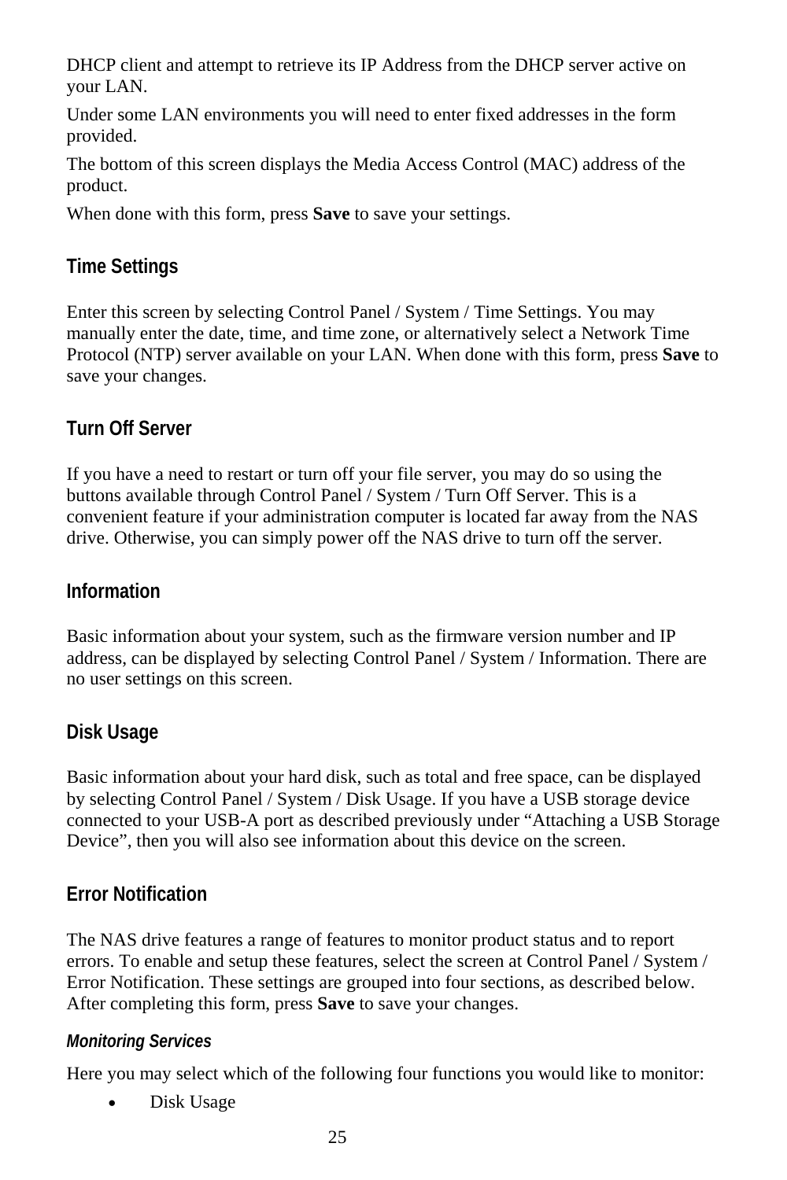DHCP client and attempt to retrieve its IP Address from the DHCP server active on your LAN.

Under some LAN environments you will need to enter fixed addresses in the form provided.

The bottom of this screen displays the Media Access Control (MAC) address of the product.

When done with this form, press **Save** to save your settings.

### Time Settings

Enter this screen by selecting Control Panel / System / Time Settings. You may manually enter the date, time, and time zone, or alternatively select a Network Time Protocol (NTP) server available on your LAN. When done with this form, press **Save** to save your changes.

### Turn Off Server

If you have a need to restart or turn off your file server, you may do so using the buttons available through Control Panel / System / Turn Off Server. This is a convenient feature if your administration computer is located far away from the NAS drive. Otherwise, you can simply power off the NAS drive to turn off the server.

### Information

Basic information about your system, such as the firmware version number and IP address, can be displayed by selecting Control Panel / System / Information. There are no user settings on this screen.

### Disk Usage

Basic information about your hard disk, such as total and free space, can be displayed by selecting Control Panel / System / Disk Usage. If you have a USB storage device connected to your USB-A port as described previously under “Attaching a USB Storage Device”, then you will also see information about this device on the screen.

### Error Notification

The NAS drive features a range of features to monitor product status and to report errors. To enable and setup these features, select the screen at Control Panel / System / Error Notification. These settings are grouped into four sections, as described below. After completing this form, press **Save** to save your changes.

#### *Monitoring Services*

Here you may select which of the following four functions you would like to monitor:

- Disk Usage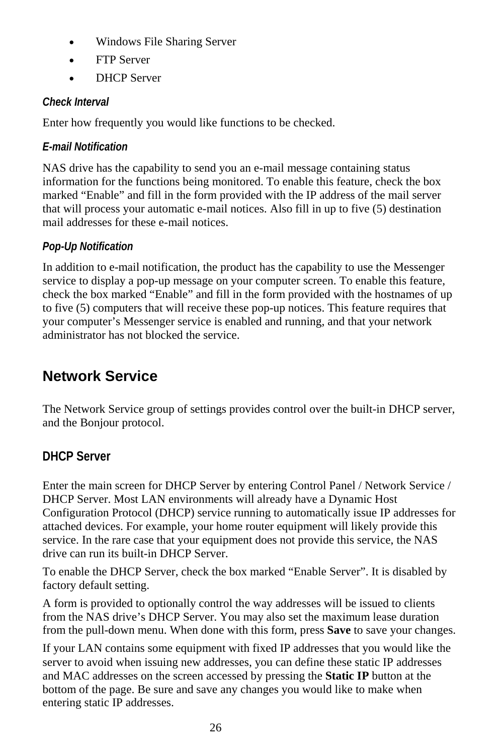- Windows File Sharing Server
- FTP Server
- DHCP Server

#### *Check Interval*

Enter how frequently you would like functions to be checked.

#### *E-mail Notification*

NAS drive has the capability to send you an e-mail message containing status information for the functions being monitored. To enable this feature, check the box marked "Enable" and fill in the form provided with the IP address of the mail server that will process your automatic e-mail notices. Also fill in up to five (5) destination mail addresses for these e-mail notices.

#### *Pop-Up Notification*

In addition to e-mail notification, the product has the capability to use the Messenger service to display a pop-up message on your computer screen. To enable this feature, check the box marked "Enable" and fill in the form provided with the hostnames of up to five (5) computers that will receive these pop-up notices. This feature requires that your computer's Messenger service is enabled and running, and that your network administrator has not blocked the service.

## Network Service

The Network Service group of settings provides control over the built-in DHCP server, and the Bonjour protocol.

### DHCP Server

Enter the main screen for DHCP Server by entering Control Panel / Network Service / DHCP Server. Most LAN environments will already have a Dynamic Host Configuration Protocol (DHCP) service running to automatically issue IP addresses for attached devices. For example, your home router equipment will likely provide this service. In the rare case that your equipment does not provide this service, the NAS drive can run its built-in DHCP Server.

To enable the DHCP Server, check the box marked "Enable Server". It is disabled by factory default setting.

A form is provided to optionally control the way addresses will be issued to clients from the NAS drive's DHCP Server. You may also set the maximum lease duration from the pull-down menu. When done with this form, press **Save** to save your changes.

If your LAN contains some equipment with fixed IP addresses that you would like the server to avoid when issuing new addresses, you can define these static IP addresses and MAC addresses on the screen accessed by pressing the **Static IP** button at the bottom of the page. Be sure and save any changes you would like to make when entering static IP addresses.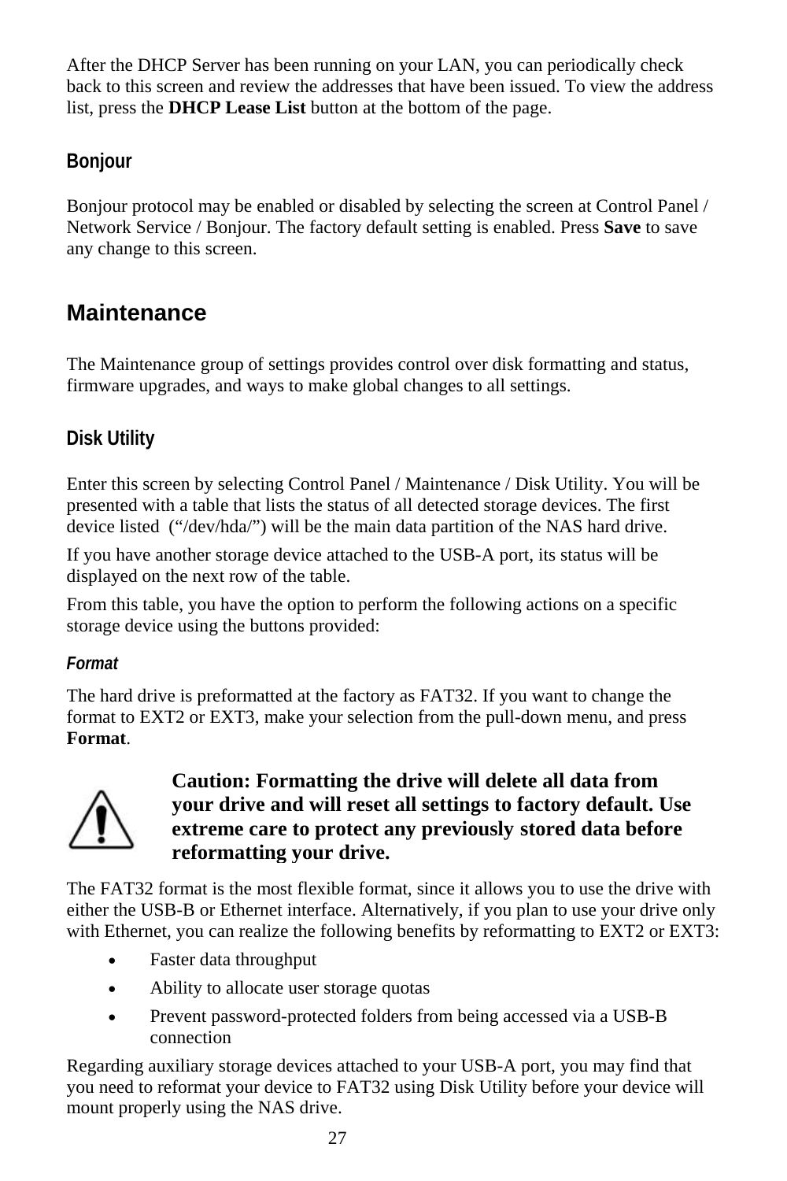After the DHCP Server has been running on your LAN, you can periodically check back to this screen and review the addresses that have been issued. To view the address list, press the **DHCP Lease List** button at the bottom of the page.

### Bonjour

Bonjour protocol may be enabled or disabled by selecting the screen at Control Panel / Network Service / Bonjour. The factory default setting is enabled. Press **Save** to save any change to this screen.

## Maintenance

The Maintenance group of settings provides control over disk formatting and status, firmware upgrades, and ways to make global changes to all settings.

### Disk Utility

Enter this screen by selecting Control Panel / Maintenance / Disk Utility. You will be presented with a table that lists the status of all detected storage devices. The first device listed (“/dev/hda/”) will be the main data partition of the NAS hard drive.

If you have another storage device attached to the USB-A port, its status will be displayed on the next row of the table.

From this table, you have the option to perform the following actions on a specific storage device using the buttons provided:

#### *Format*

The hard drive is preformatted at the factory as FAT32. If you want to change the format to EXT2 or EXT3, make your selection from the pull-down menu, and press **Format**.

**Caution: Formatting the drive will delete all data from your drive and will reset all settings to factory default. Use extreme care to protect any previously stored data before reformatting your drive.**

The FAT32 format is the most flexible format, since it allows you to use the drive with either the USB-B or Ethernet interface. Alternatively, if you plan to use your drive only with Ethernet, you can realize the following benefits by reformatting to EXT2 or EXT3:

- Faster data throughput
- Ability to allocate user storage quotas
- Prevent password-protected folders from being accessed via a USB-B connection

Regarding auxiliary storage devices attached to your USB-A port, you may find that you need to reformat your device to FAT32 using Disk Utility before your device will mount properly using the NAS drive.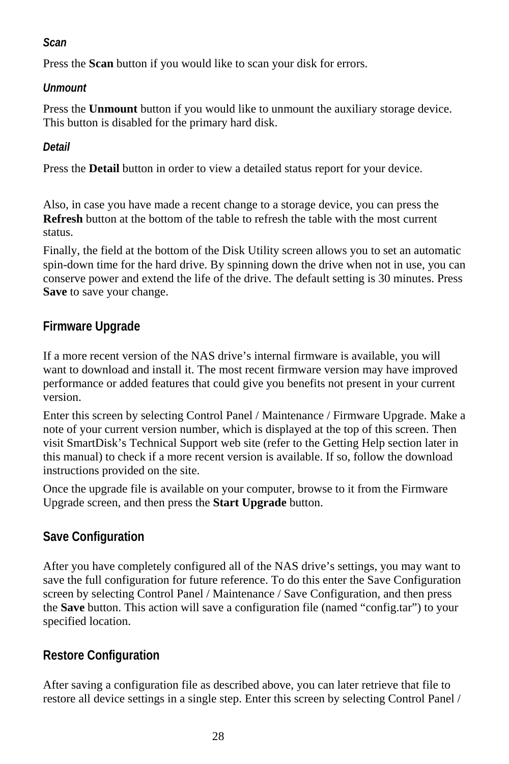#### *Scan*

Press the **Scan** button if you would like to scan your disk for errors.

#### *Unmount*

Press the **Unmount** button if you would like to unmount the auxiliary storage device. This button is disabled for the primary hard disk.

#### *Detail*

Press the **Detail** button in order to view a detailed status report for your device.

Also, in case you have made a recent change to a storage device, you can press the **Refresh** button at the bottom of the table to refresh the table with the most current status.

Finally, the field at the bottom of the Disk Utility screen allows you to set an automatic spin-down time for the hard drive. By spinning down the drive when not in use, you can conserve power and extend the life of the drive. The default setting is 30 minutes. Press **Save** to save your change.

### Firmware Upgrade

If a more recent version of the NAS drive's internal firmware is available, you will want to download and install it. The most recent firmware version may have improved performance or added features that could give you benefits not present in your current version.

Enter this screen by selecting Control Panel / Maintenance / Firmware Upgrade. Make a note of your current version number, which is displayed at the top of this screen. Then visit SmartDisk's Technical Support web site (refer to the Getting Help section later in this manual) to check if a more recent version is available. If so, follow the download instructions provided on the site.

Once the upgrade file is available on your computer, browse to it from the Firmware Upgrade screen, and then press the **Start Upgrade** button.

### Save Configuration

After you have completely configured all of the NAS drive's settings, you may want to save the full configuration for future reference. To do this enter the Save Configuration screen by selecting Control Panel / Maintenance / Save Configuration, and then press the **Save** button. This action will save a configuration file (named "config.tar") to your specified location.

### Restore Configuration

After saving a configuration file as described above, you can later retrieve that file to restore all device settings in a single step. Enter this screen by selecting Control Panel /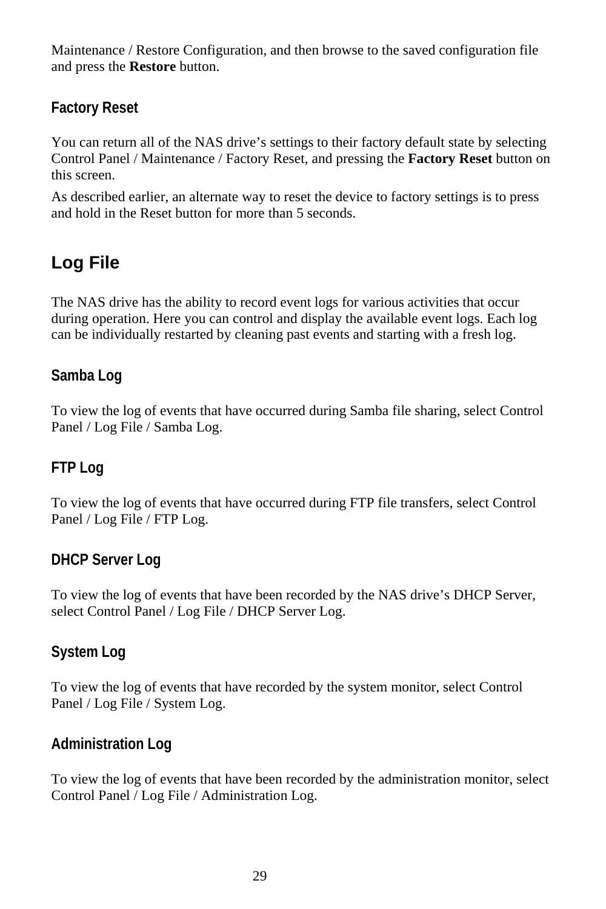Maintenance / Restore Configuration, and then browse to the saved configuration file and press the **Restore** button.

### Factory Reset

You can return all of the NAS drive's settings to their factory default state by selecting Control Panel / Maintenance / Factory Reset, and pressing the **Factory Reset** button on this screen.

As described earlier, an alternate way to reset the device to factory settings is to press and hold in the Reset button for more than 5 seconds.

## Log File

The NAS drive has the ability to record event logs for various activities that occur during operation. Here you can control and display the available event logs. Each log can be individually restarted by cleaning past events and starting with a fresh log.

### Samba Log

To view the log of events that have occurred during Samba file sharing, select Control Panel / Log File / Samba Log.

### FTP Log

To view the log of events that have occurred during FTP file transfers, select Control Panel / Log File / FTP Log.

### DHCP Server Log

To view the log of events that have been recorded by the NAS drive's DHCP Server, select Control Panel / Log File / DHCP Server Log.

### System Log

To view the log of events that have recorded by the system monitor, select Control Panel / Log File / System Log.

### Administration Log

To view the log of events that have been recorded by the administration monitor, select Control Panel / Log File / Administration Log.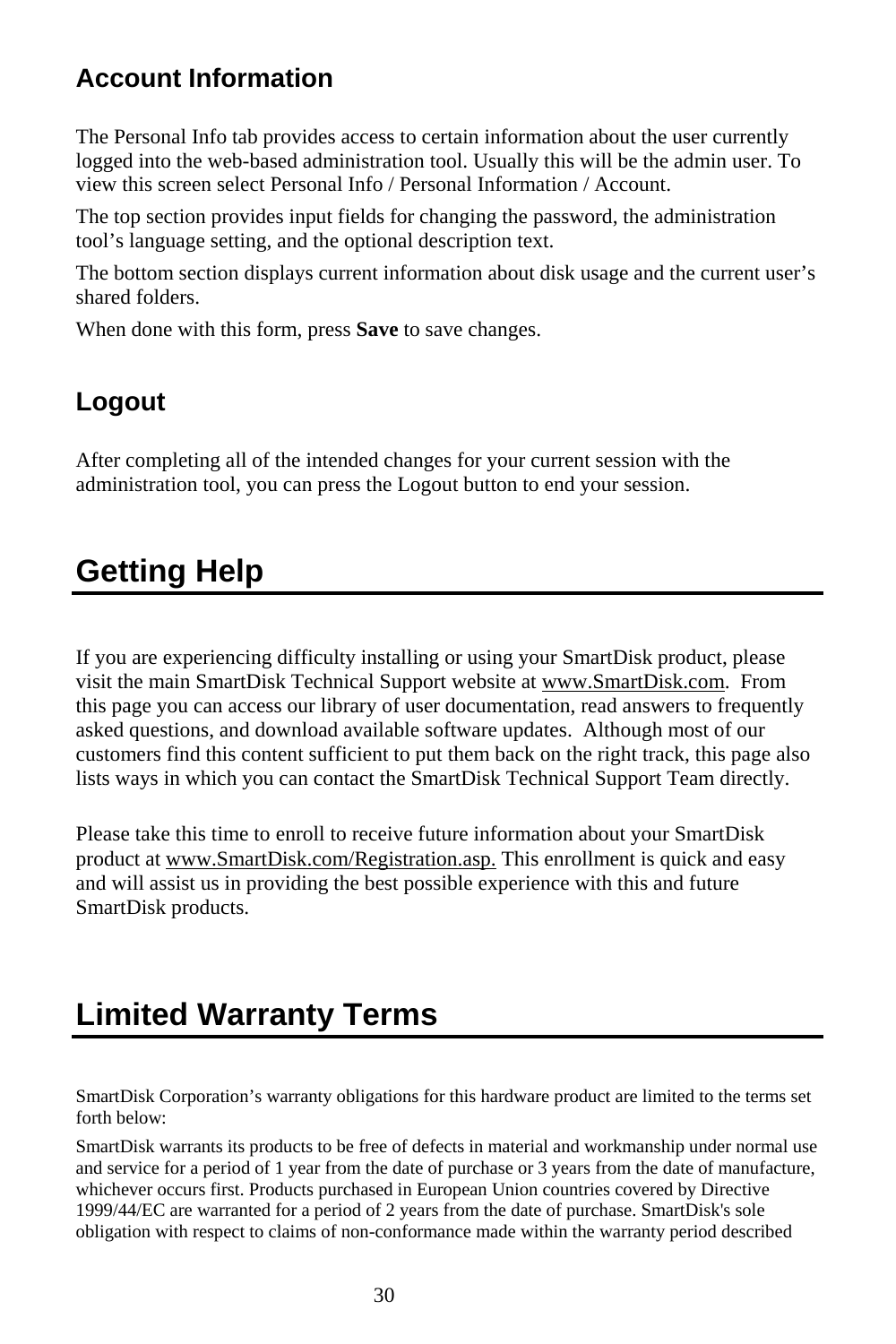### Account Information

The Personal Info tab provides access to certain information about the user currently logged into the web-based administration tool. Usually this will be the admin user. To view this screen select Personal Info / Personal Information / Account.

The top section provides input fields for changing the password, the administration tool’s language setting, and the optional description text.

The bottom section displays current information about disk usage and the current user’s shared folders.

When done with this form, press **Save** to save changes.

### Logout

After completing all of the intended changes for your current session with the administration tool, you can press the Logout button to end your session.

## Getting Help

If you are experiencing difficulty installing or using your SmartDisk product, please visit the main SmartDisk Technical Support website at www.SmartDisk.com. From this page you can access our library of user documentation, read answers to frequently asked questions, and download available software updates. Although most of our customers find this content sufficient to put them back on the right track, this page also lists ways in which you can contact the SmartDisk Technical Support Team directly.

Please take this time to enroll to receive future information about your SmartDisk product at www.SmartDisk.com/Registration.asp. This enrollment is quick and easy and will assist us in providing the best possible experience with this and future SmartDisk products.

## Limited Warranty Terms

SmartDisk Corporation’s warranty obligations for this hardware product are limited to the terms set forth below:

SmartDisk warrants its products to be free of defects in material and workmanship under normal use and service for a period of 1 year from the date of purchase or 3 years from the date of manufacture, whichever occurs first. Products purchased in European Union countries covered by Directive 1999/44/EC are warranted for a period of 2 years from the date of purchase. SmartDisk's sole obligation with respect to claims of non-conformance made within the warranty period described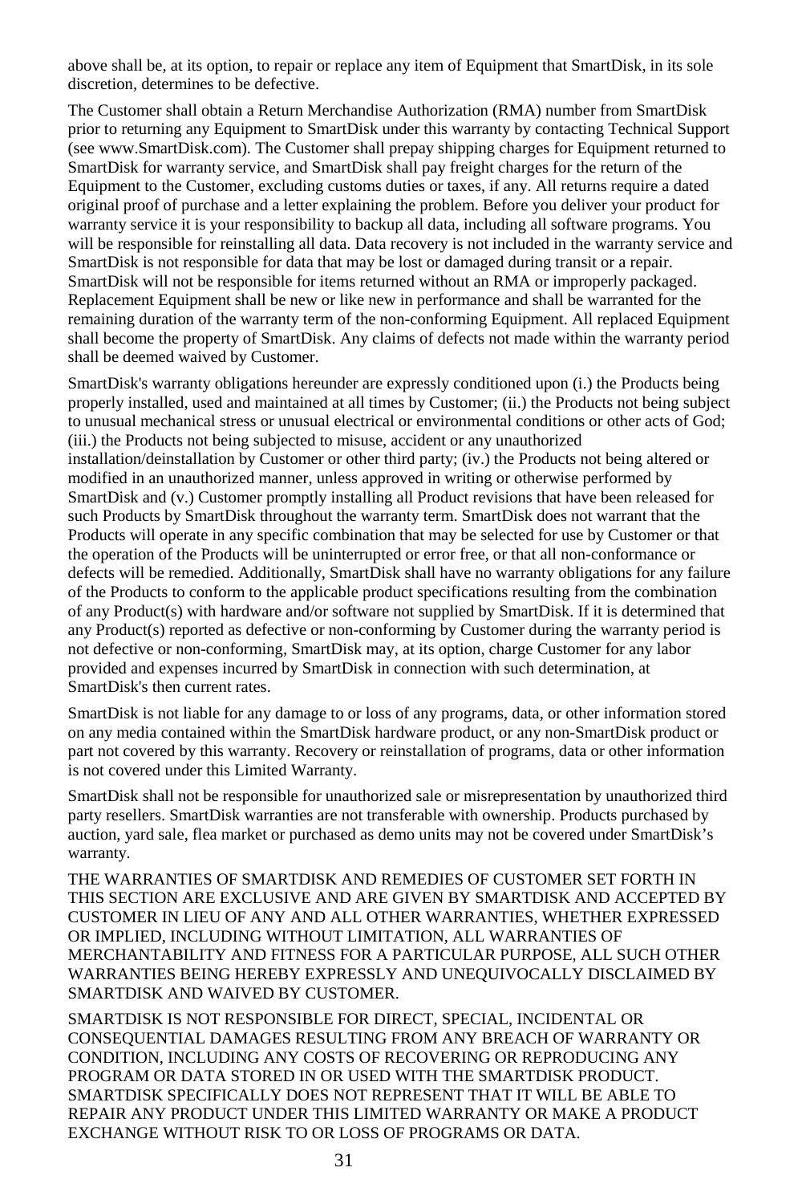above shall be, at its option, to repair or replace any item of Equipment that SmartDisk, in its sole discretion, determines to be defective.

The Customer shall obtain a Return Merchandise Authorization (RMA) number from SmartDisk prior to returning any Equipment to SmartDisk under this warranty by contacting Technical Support (see www.SmartDisk.com). The Customer shall prepay shipping charges for Equipment returned to SmartDisk for warranty service, and SmartDisk shall pay freight charges for the return of the Equipment to the Customer, excluding customs duties or taxes, if any. All returns require a dated original proof of purchase and a letter explaining the problem. Before you deliver your product for warranty service it is your responsibility to backup all data, including all software programs. You will be responsible for reinstalling all data. Data recovery is not included in the warranty service and SmartDisk is not responsible for data that may be lost or damaged during transit or a repair. SmartDisk will not be responsible for items returned without an RMA or improperly packaged. Replacement Equipment shall be new or like new in performance and shall be warranted for the remaining duration of the warranty term of the non-conforming Equipment. All replaced Equipment shall become the property of SmartDisk. Any claims of defects not made within the warranty period shall be deemed waived by Customer.

SmartDisk's warranty obligations hereunder are expressly conditioned upon (i.) the Products being properly installed, used and maintained at all times by Customer; (ii.) the Products not being subject to unusual mechanical stress or unusual electrical or environmental conditions or other acts of God; (iii.) the Products not being subjected to misuse, accident or any unauthorized installation/deinstallation by Customer or other third party; (iv.) the Products not being altered or modified in an unauthorized manner, unless approved in writing or otherwise performed by SmartDisk and (v.) Customer promptly installing all Product revisions that have been released for such Products by SmartDisk throughout the warranty term. SmartDisk does not warrant that the Products will operate in any specific combination that may be selected for use by Customer or that the operation of the Products will be uninterrupted or error free, or that all non-conformance or defects will be remedied. Additionally, SmartDisk shall have no warranty obligations for any failure of the Products to conform to the applicable product specifications resulting from the combination of any Product(s) with hardware and/or software not supplied by SmartDisk. If it is determined that any Product(s) reported as defective or non-conforming by Customer during the warranty period is not defective or non-conforming, SmartDisk may, at its option, charge Customer for any labor provided and expenses incurred by SmartDisk in connection with such determination, at SmartDisk's then current rates.

SmartDisk is not liable for any damage to or loss of any programs, data, or other information stored on any media contained within the SmartDisk hardware product, or any non-SmartDisk product or part not covered by this warranty. Recovery or reinstallation of programs, data or other information is not covered under this Limited Warranty.

SmartDisk shall not be responsible for unauthorized sale or misrepresentation by unauthorized third party resellers. SmartDisk warranties are not transferable with ownership. Products purchased by auction, yard sale, flea market or purchased as demo units may not be covered under SmartDisk's warranty.

THE WARRANTIES OF SMARTDISK AND REMEDIES OF CUSTOMER SET FORTH IN THIS SECTION ARE EXCLUSIVE AND ARE GIVEN BY SMARTDISK AND ACCEPTED BY CUSTOMER IN LIEU OF ANY AND ALL OTHER WARRANTIES, WHETHER EXPRESSED OR IMPLIED, INCLUDING WITHOUT LIMITATION, ALL WARRANTIES OF MERCHANTABILITY AND FITNESS FOR A PARTICULAR PURPOSE, ALL SUCH OTHER WARRANTIES BEING HEREBY EXPRESSLY AND UNEQUIVOCALLY DISCLAIMED BY SMARTDISK AND WAIVED BY CUSTOMER.

SMARTDISK IS NOT RESPONSIBLE FOR DIRECT, SPECIAL, INCIDENTAL OR CONSEQUENTIAL DAMAGES RESULTING FROM ANY BREACH OF WARRANTY OR CONDITION, INCLUDING ANY COSTS OF RECOVERING OR REPRODUCING ANY PROGRAM OR DATA STORED IN OR USED WITH THE SMARTDISK PRODUCT. SMARTDISK SPECIFICALLY DOES NOT REPRESENT THAT IT WILL BE ABLE TO REPAIR ANY PRODUCT UNDER THIS LIMITED WARRANTY OR MAKE A PRODUCT EXCHANGE WITHOUT RISK TO OR LOSS OF PROGRAMS OR DATA.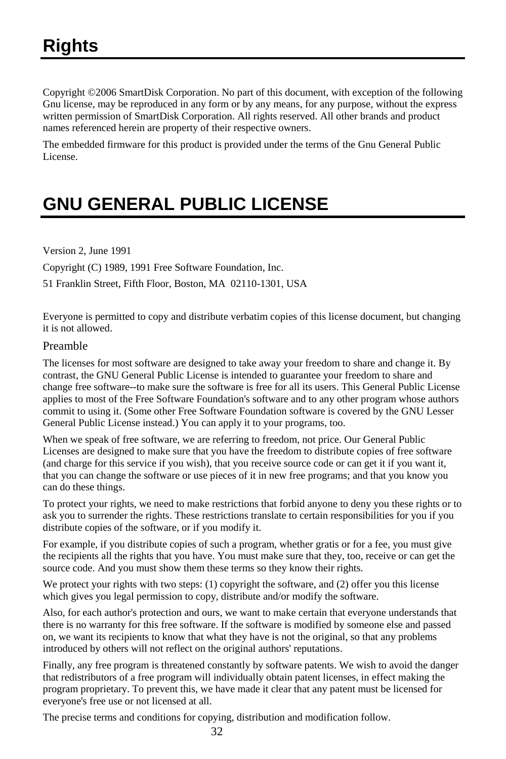# Rights

Copyright ©2006 SmartDisk Corporation. No part of this document, with exception of the following Gnu license, may be reproduced in any form or by any means, for any purpose, without the express written permission of SmartDisk Corporation. All rights reserved. All other brands and product names referenced herein are property of their respective owners.

The embedded firmware for this product is provided under the terms of the Gnu General Public License.

# GNU GENERAL PUBLIC LICENSE

Version 2, June 1991

Copyright (C) 1989, 1991 Free Software Foundation, Inc.

51 Franklin Street, Fifth Floor, Boston, MA 02110-1301, USA

Everyone is permitted to copy and distribute verbatim copies of this license document, but changing it is not allowed.

## Preamble

The licenses for most software are designed to take away your freedom to share and change it. By contrast, the GNU General Public License is intended to guarantee your freedom to share and change free software--to make sure the software is free for all its users. This General Public License applies to most of the Free Software Foundation's software and to any other program whose authors commit to using it. (Some other Free Software Foundation software is covered by the GNU Lesser General Public License instead.) You can apply it to your programs, too.

When we speak of free software, we are referring to freedom, not price. Our General Public Licenses are designed to make sure that you have the freedom to distribute copies of free software (and charge for this service if you wish), that you receive source code or can get it if you want it, that you can change the software or use pieces of it in new free programs; and that you know you can do these things.

To protect your rights, we need to make restrictions that forbid anyone to deny you these rights or to ask you to surrender the rights. These restrictions translate to certain responsibilities for you if you distribute copies of the software, or if you modify it.

For example, if you distribute copies of such a program, whether gratis or for a fee, you must give the recipients all the rights that you have. You must make sure that they, too, receive or can get the source code. And you must show them these terms so they know their rights.

We protect your rights with two steps: (1) copyright the software, and (2) offer you this license which gives you legal permission to copy, distribute and/or modify the software.

Also, for each author's protection and ours, we want to make certain that everyone understands that there is no warranty for this free software. If the software is modified by someone else and passed on, we want its recipients to know that what they have is not the original, so that any problems introduced by others will not reflect on the original authors' reputations.

Finally, any free program is threatened constantly by software patents. We wish to avoid the danger that redistributors of a free program will individually obtain patent licenses, in effect making the program proprietary. To prevent this, we have made it clear that any patent must be licensed for everyone's free use or not licensed at all.

The precise terms and conditions for copying, distribution and modification follow.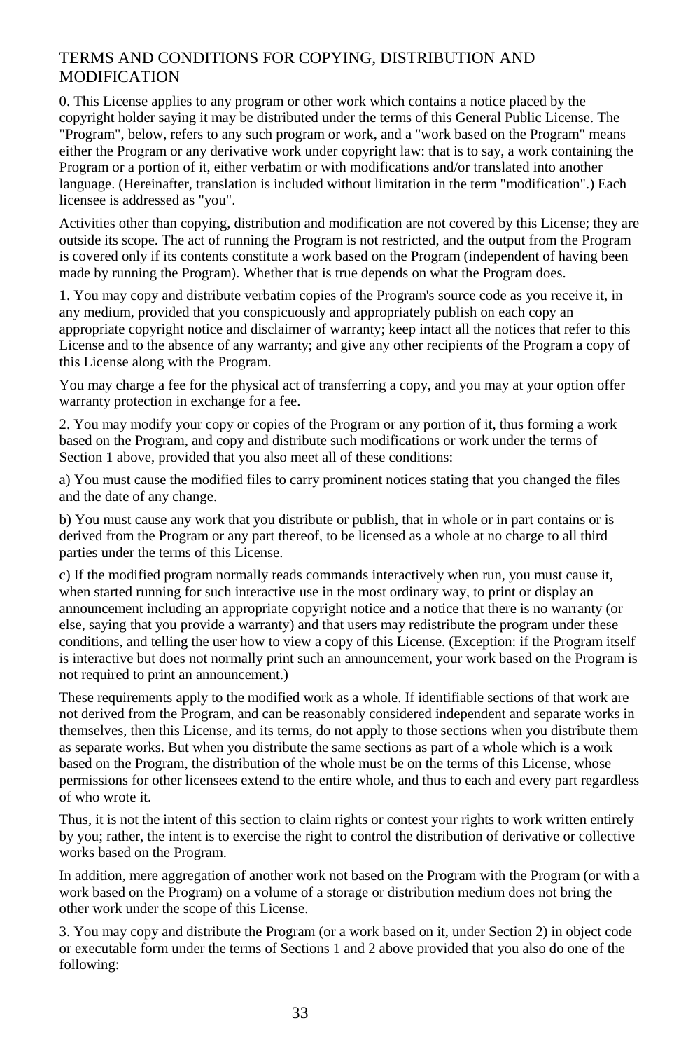## TERMS AND CONDITIONS FOR COPYING, DISTRIBUTION AND MODIFICATION

0. This License applies to any program or other work which contains a notice placed by the copyright holder saying it may be distributed under the terms of this General Public License. The "Program", below, refers to any such program or work, and a "work based on the Program" means either the Program or any derivative work under copyright law: that is to say, a work containing the Program or a portion of it, either verbatim or with modifications and/or translated into another language. (Hereinafter, translation is included without limitation in the term "modification".) Each licensee is addressed as "you".

Activities other than copying, distribution and modification are not covered by this License; they are outside its scope. The act of running the Program is not restricted, and the output from the Program is covered only if its contents constitute a work based on the Program (independent of having been made by running the Program). Whether that is true depends on what the Program does.

1. You may copy and distribute verbatim copies of the Program's source code as you receive it, in any medium, provided that you conspicuously and appropriately publish on each copy an appropriate copyright notice and disclaimer of warranty; keep intact all the notices that refer to this License and to the absence of any warranty; and give any other recipients of the Program a copy of this License along with the Program.

You may charge a fee for the physical act of transferring a copy, and you may at your option offer warranty protection in exchange for a fee.

2. You may modify your copy or copies of the Program or any portion of it, thus forming a work based on the Program, and copy and distribute such modifications or work under the terms of Section 1 above, provided that you also meet all of these conditions:

a) You must cause the modified files to carry prominent notices stating that you changed the files and the date of any change.

b) You must cause any work that you distribute or publish, that in whole or in part contains or is derived from the Program or any part thereof, to be licensed as a whole at no charge to all third parties under the terms of this License.

c) If the modified program normally reads commands interactively when run, you must cause it, when started running for such interactive use in the most ordinary way, to print or display an announcement including an appropriate copyright notice and a notice that there is no warranty (or else, saying that you provide a warranty) and that users may redistribute the program under these conditions, and telling the user how to view a copy of this License. (Exception: if the Program itself is interactive but does not normally print such an announcement, your work based on the Program is not required to print an announcement.)

These requirements apply to the modified work as a whole. If identifiable sections of that work are not derived from the Program, and can be reasonably considered independent and separate works in themselves, then this License, and its terms, do not apply to those sections when you distribute them as separate works. But when you distribute the same sections as part of a whole which is a work based on the Program, the distribution of the whole must be on the terms of this License, whose permissions for other licensees extend to the entire whole, and thus to each and every part regardless of who wrote it.

Thus, it is not the intent of this section to claim rights or contest your rights to work written entirely by you; rather, the intent is to exercise the right to control the distribution of derivative or collective works based on the Program.

In addition, mere aggregation of another work not based on the Program with the Program (or with a work based on the Program) on a volume of a storage or distribution medium does not bring the other work under the scope of this License.

3. You may copy and distribute the Program (or a work based on it, under Section 2) in object code or executable form under the terms of Sections 1 and 2 above provided that you also do one of the following: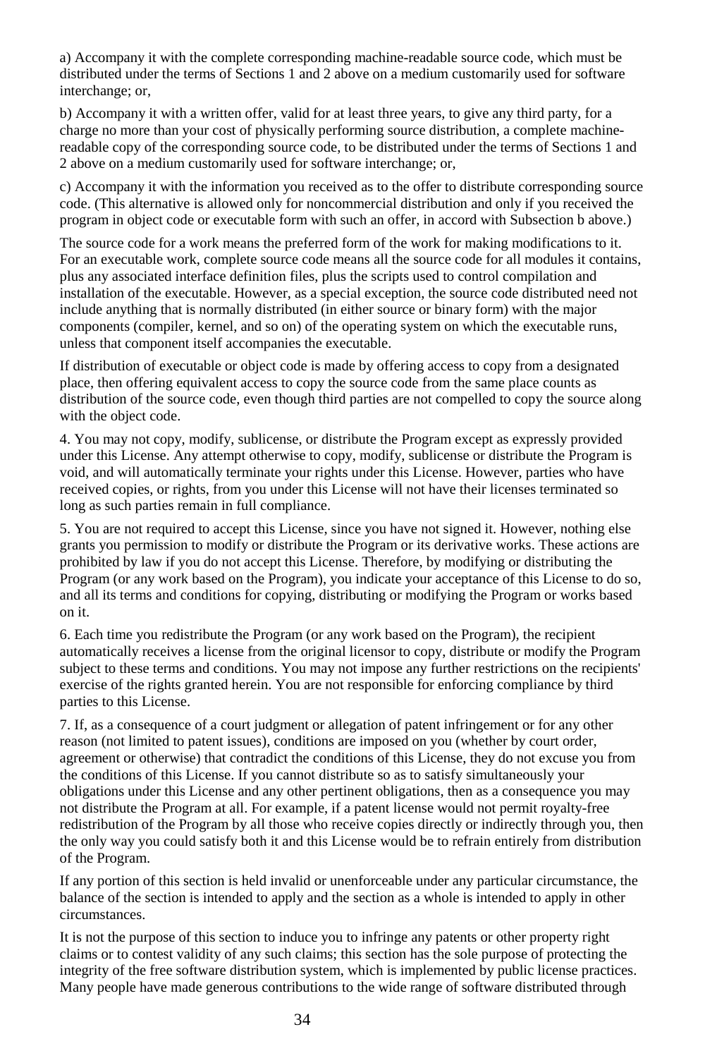a) Accompany it with the complete corresponding machine-readable source code, which must be distributed under the terms of Sections 1 and 2 above on a medium customarily used for software interchange; or,

b) Accompany it with a written offer, valid for at least three years, to give any third party, for a charge no more than your cost of physically performing source distribution, a complete machine-readable copy of the corresponding source code, to be distributed under the terms of Sections 1 and 2 above on a medium customarily used for software interchange; or,

c) Accompany it with the information you received as to the offer to distribute corresponding source code. (This alternative is allowed only for noncommercial distribution and only if you received the program in object code or executable form with such an offer, in accord with Subsection b above.)

The source code for a work means the preferred form of the work for making modifications to it. For an executable work, complete source code means all the source code for all modules it contains, plus any associated interface definition files, plus the scripts used to control compilation and installation of the executable. However, as a special exception, the source code distributed need not include anything that is normally distributed (in either source or binary form) with the major components (compiler, kernel, and so on) of the operating system on which the executable runs, unless that component itself accompanies the executable.

If distribution of executable or object code is made by offering access to copy from a designated place, then offering equivalent access to copy the source code from the same place counts as distribution of the source code, even though third parties are not compelled to copy the source along with the object code.

4. You may not copy, modify, sublicense, or distribute the Program except as expressly provided under this License. Any attempt otherwise to copy, modify, sublicense or distribute the Program is void, and will automatically terminate your rights under this License. However, parties who have received copies, or rights, from you under this License will not have their licenses terminated so long as such parties remain in full compliance.

5. You are not required to accept this License, since you have not signed it. However, nothing else grants you permission to modify or distribute the Program or its derivative works. These actions are prohibited by law if you do not accept this License. Therefore, by modifying or distributing the Program (or any work based on the Program), you indicate your acceptance of this License to do so, and all its terms and conditions for copying, distributing or modifying the Program or works based on it.

6. Each time you redistribute the Program (or any work based on the Program), the recipient automatically receives a license from the original licensor to copy, distribute or modify the Program subject to these terms and conditions. You may not impose any further restrictions on the recipients' exercise of the rights granted herein. You are not responsible for enforcing compliance by third parties to this License.

7. If, as a consequence of a court judgment or allegation of patent infringement or for any other reason (not limited to patent issues), conditions are imposed on you (whether by court order, agreement or otherwise) that contradict the conditions of this License, they do not excuse you from the conditions of this License. If you cannot distribute so as to satisfy simultaneously your obligations under this License and any other pertinent obligations, then as a consequence you may not distribute the Program at all. For example, if a patent license would not permit royalty-free redistribution of the Program by all those who receive copies directly or indirectly through you, then the only way you could satisfy both it and this License would be to refrain entirely from distribution of the Program.

If any portion of this section is held invalid or unenforceable under any particular circumstance, the balance of the section is intended to apply and the section as a whole is intended to apply in other circumstances.

It is not the purpose of this section to induce you to infringe any patents or other property right claims or to contest validity of any such claims; this section has the sole purpose of protecting the integrity of the free software distribution system, which is implemented by public license practices. Many people have made generous contributions to the wide range of software distributed through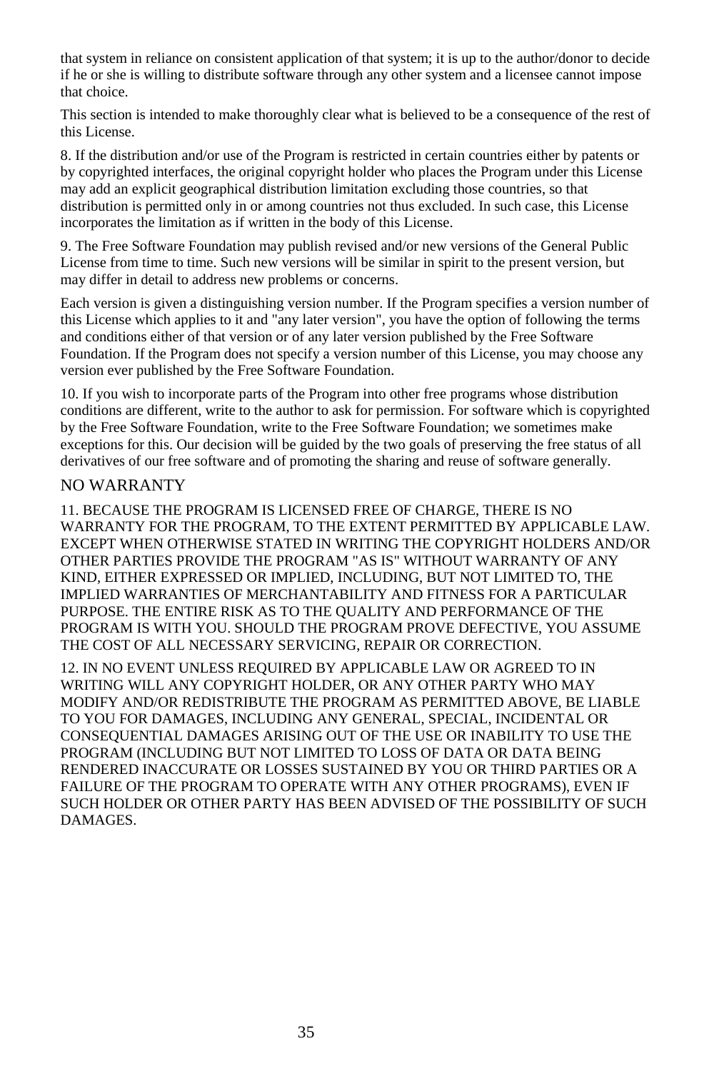that system in reliance on consistent application of that system; it is up to the author/donor to decide if he or she is willing to distribute software through any other system and a licensee cannot impose that choice.

This section is intended to make thoroughly clear what is believed to be a consequence of the rest of this License.

8. If the distribution and/or use of the Program is restricted in certain countries either by patents or by copyrighted interfaces, the original copyright holder who places the Program under this License may add an explicit geographical distribution limitation excluding those countries, so that distribution is permitted only in or among countries not thus excluded. In such case, this License incorporates the limitation as if written in the body of this License.

9. The Free Software Foundation may publish revised and/or new versions of the General Public License from time to time. Such new versions will be similar in spirit to the present version, but may differ in detail to address new problems or concerns.

Each version is given a distinguishing version number. If the Program specifies a version number of this License which applies to it and "any later version", you have the option of following the terms and conditions either of that version or of any later version published by the Free Software Foundation. If the Program does not specify a version number of this License, you may choose any version ever published by the Free Software Foundation.

10. If you wish to incorporate parts of the Program into other free programs whose distribution conditions are different, write to the author to ask for permission. For software which is copyrighted by the Free Software Foundation, write to the Free Software Foundation; we sometimes make exceptions for this. Our decision will be guided by the two goals of preserving the free status of all derivatives of our free software and of promoting the sharing and reuse of software generally.

## NO WARRANTY

11. BECAUSE THE PROGRAM IS LICENSED FREE OF CHARGE, THERE IS NO WARRANTY FOR THE PROGRAM, TO THE EXTENT PERMITTED BY APPLICABLE LAW. EXCEPT WHEN OTHERWISE STATED IN WRITING THE COPYRIGHT HOLDERS AND/OR OTHER PARTIES PROVIDE THE PROGRAM "AS IS" WITHOUT WARRANTY OF ANY KIND, EITHER EXPRESSED OR IMPLIED, INCLUDING, BUT NOT LIMITED TO, THE IMPLIED WARRANTIES OF MERCHANTABILITY AND FITNESS FOR A PARTICULAR PURPOSE. THE ENTIRE RISK AS TO THE QUALITY AND PERFORMANCE OF THE PROGRAM IS WITH YOU. SHOULD THE PROGRAM PROVE DEFECTIVE, YOU ASSUME THE COST OF ALL NECESSARY SERVICING, REPAIR OR CORRECTION.

12. IN NO EVENT UNLESS REQUIRED BY APPLICABLE LAW OR AGREED TO IN WRITING WILL ANY COPYRIGHT HOLDER, OR ANY OTHER PARTY WHO MAY MODIFY AND/OR REDISTRIBUTE THE PROGRAM AS PERMITTED ABOVE, BE LIABLE TO YOU FOR DAMAGES, INCLUDING ANY GENERAL, SPECIAL, INCIDENTAL OR CONSEQUENTIAL DAMAGES ARISING OUT OF THE USE OR INABILITY TO USE THE PROGRAM (INCLUDING BUT NOT LIMITED TO LOSS OF DATA OR DATA BEING RENDERED INACCURATE OR LOSSES SUSTAINED BY YOU OR THIRD PARTIES OR A FAILURE OF THE PROGRAM TO OPERATE WITH ANY OTHER PROGRAMS), EVEN IF SUCH HOLDER OR OTHER PARTY HAS BEEN ADVISED OF THE POSSIBILITY OF SUCH DAMAGES.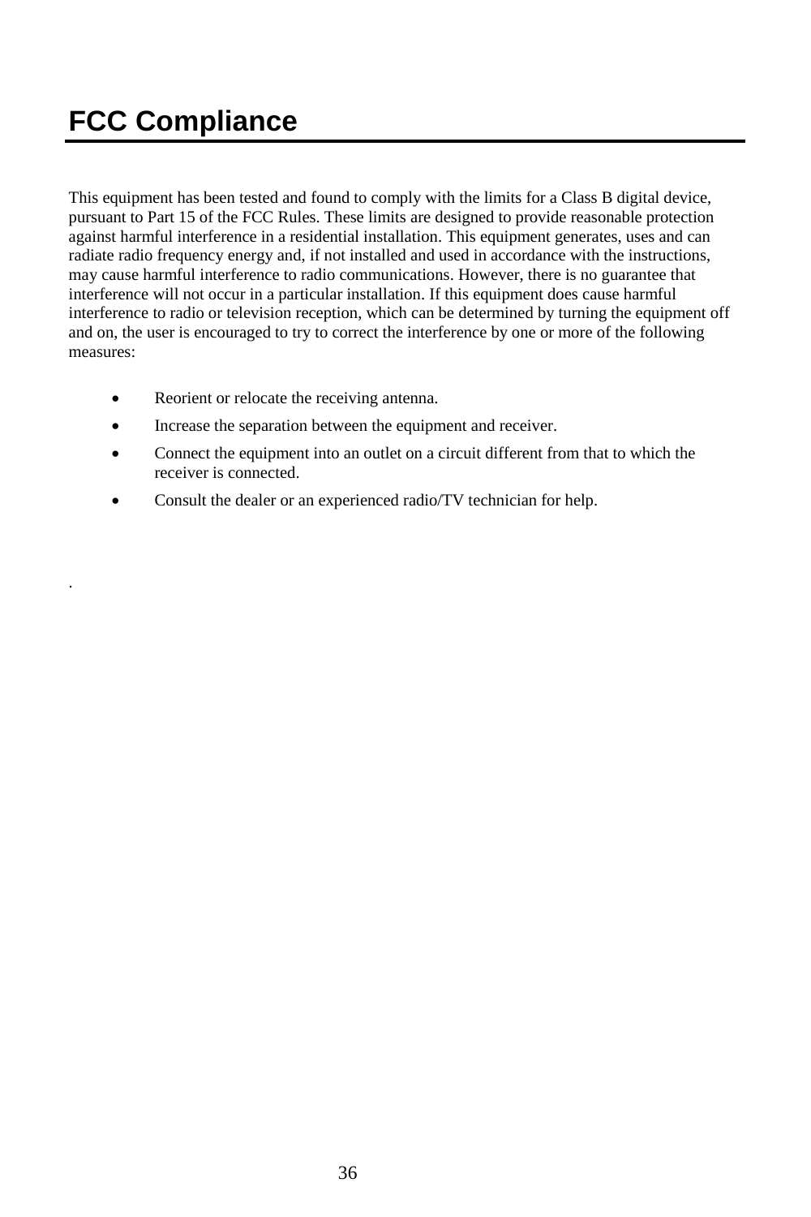# FCC Compliance

This equipment has been tested and found to comply with the limits for a Class B digital device, pursuant to Part 15 of the FCC Rules. These limits are designed to provide reasonable protection against harmful interference in a residential installation. This equipment generates, uses and can radiate radio frequency energy and, if not installed and used in accordance with the instructions, may cause harmful interference to radio communications. However, there is no guarantee that interference will not occur in a particular installation. If this equipment does cause harmful interference to radio or television reception, which can be determined by turning the equipment off and on, the user is encouraged to try to correct the interference by one or more of the following measures:

- Reorient or relocate the receiving antenna.
- Increase the separation between the equipment and receiver.
- Connect the equipment into an outlet on a circuit different from that to which the receiver is connected.
- Consult the dealer or an experienced radio/TV technician for help.

.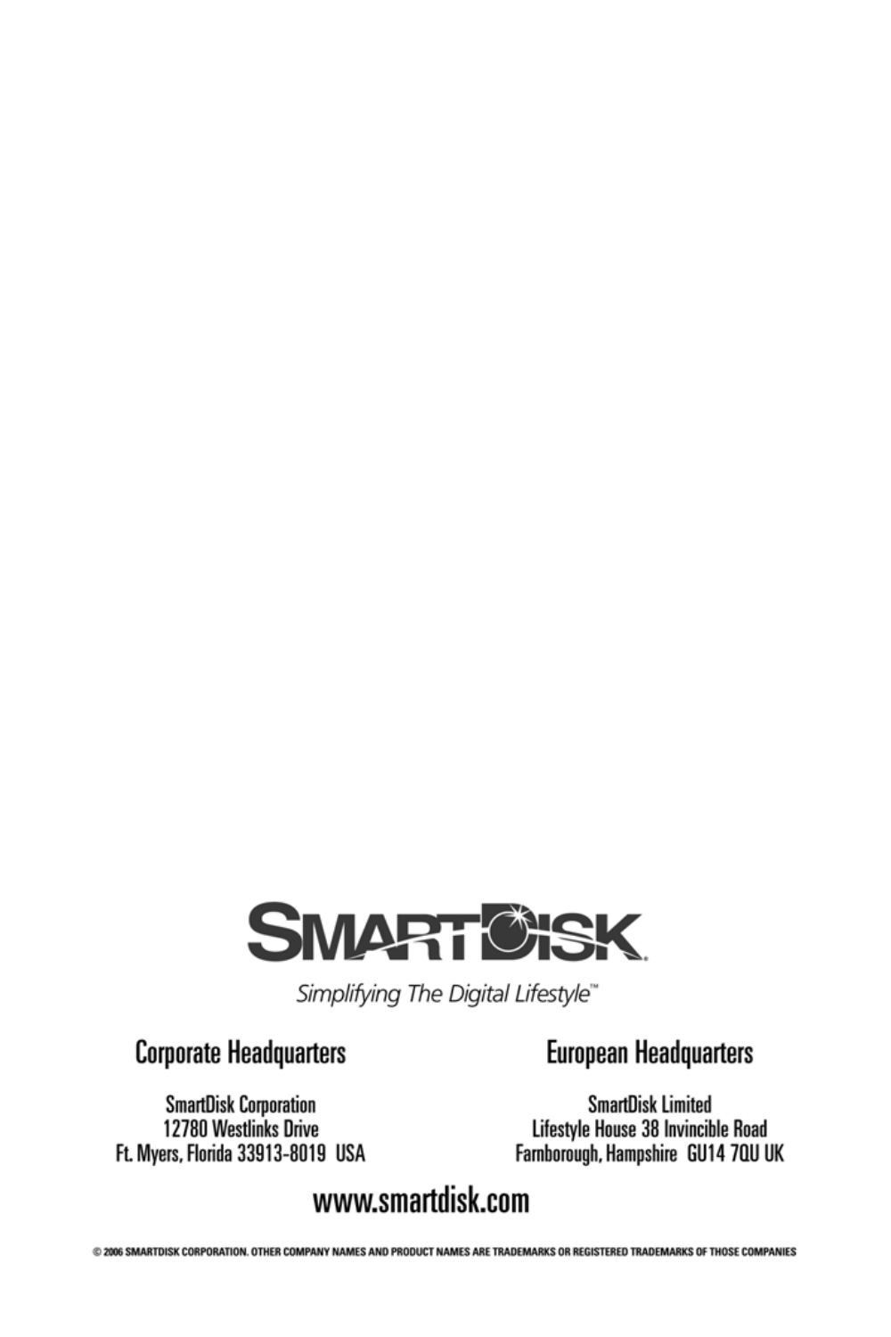SMARTDISK®

*Simplifying The Digital Lifestyle™*

**Corporate Headquarters**

SmartDisk Corporation
12780 Westlinks Drive
Ft. Myers, Florida 33913-8019 USA

**European Headquarters**

SmartDisk Limited
Lifestyle House 38 Invincible Road
Farnborough, Hampshire GU14 7QU UK

**www.smartdisk.com**

© 2006 SMARTDISK CORPORATION. OTHER COMPANY NAMES AND PRODUCT NAMES ARE TRADEMARKS OR REGISTERED TRADEMARKS OF THOSE COMPANIES